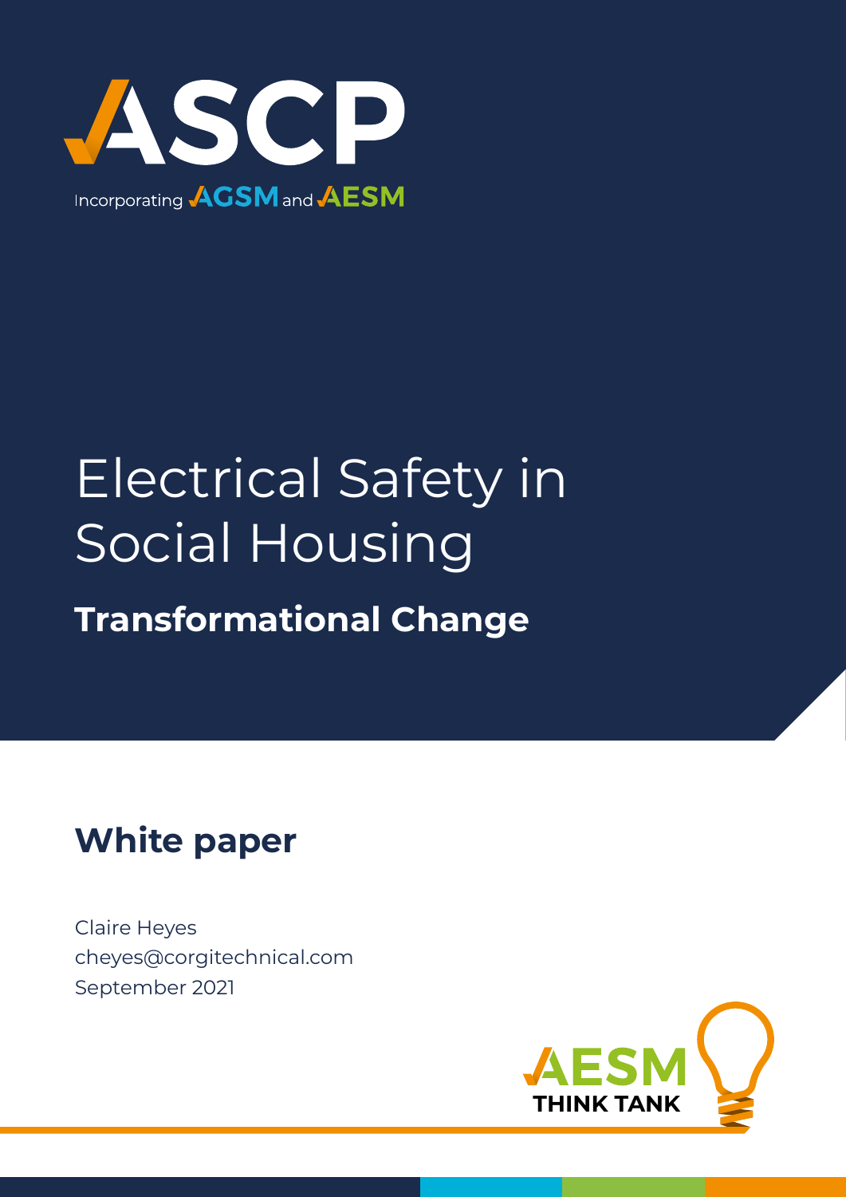ASCP

Incorporating AGSM and AESM

# Electrical Safety in Social Housing

## Transformational Change

## White paper

Claire Heyes
cheyes@corgitechnical.com
September 2021

AESM THINK TANK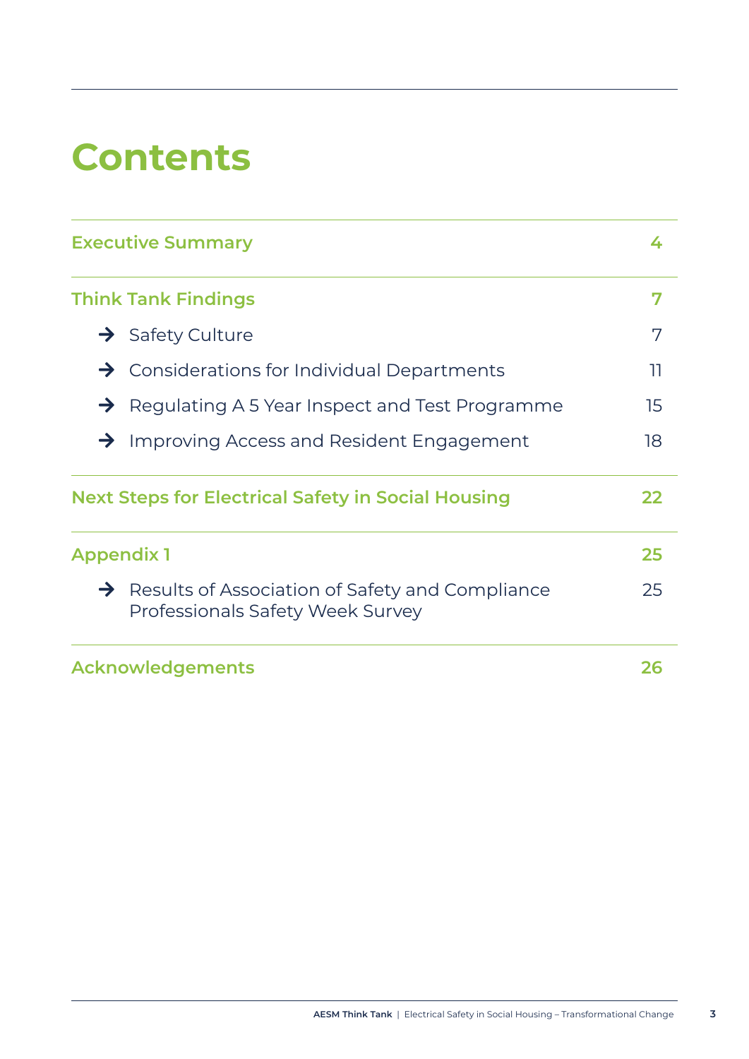# Contents

| | |
|---|---|
| **Executive Summary** | **4** |
| **Think Tank Findings** | **7** |
| → Safety Culture | 7 |
| → Considerations for Individual Departments | 11 |
| → Regulating A 5 Year Inspect and Test Programme | 15 |
| → Improving Access and Resident Engagement | 18 |
| **Next Steps for Electrical Safety in Social Housing** | **22** |
| **Appendix 1** | **25** |
| → Results of Association of Safety and Compliance Professionals Safety Week Survey | 25 |
| **Acknowledgements** | **26** |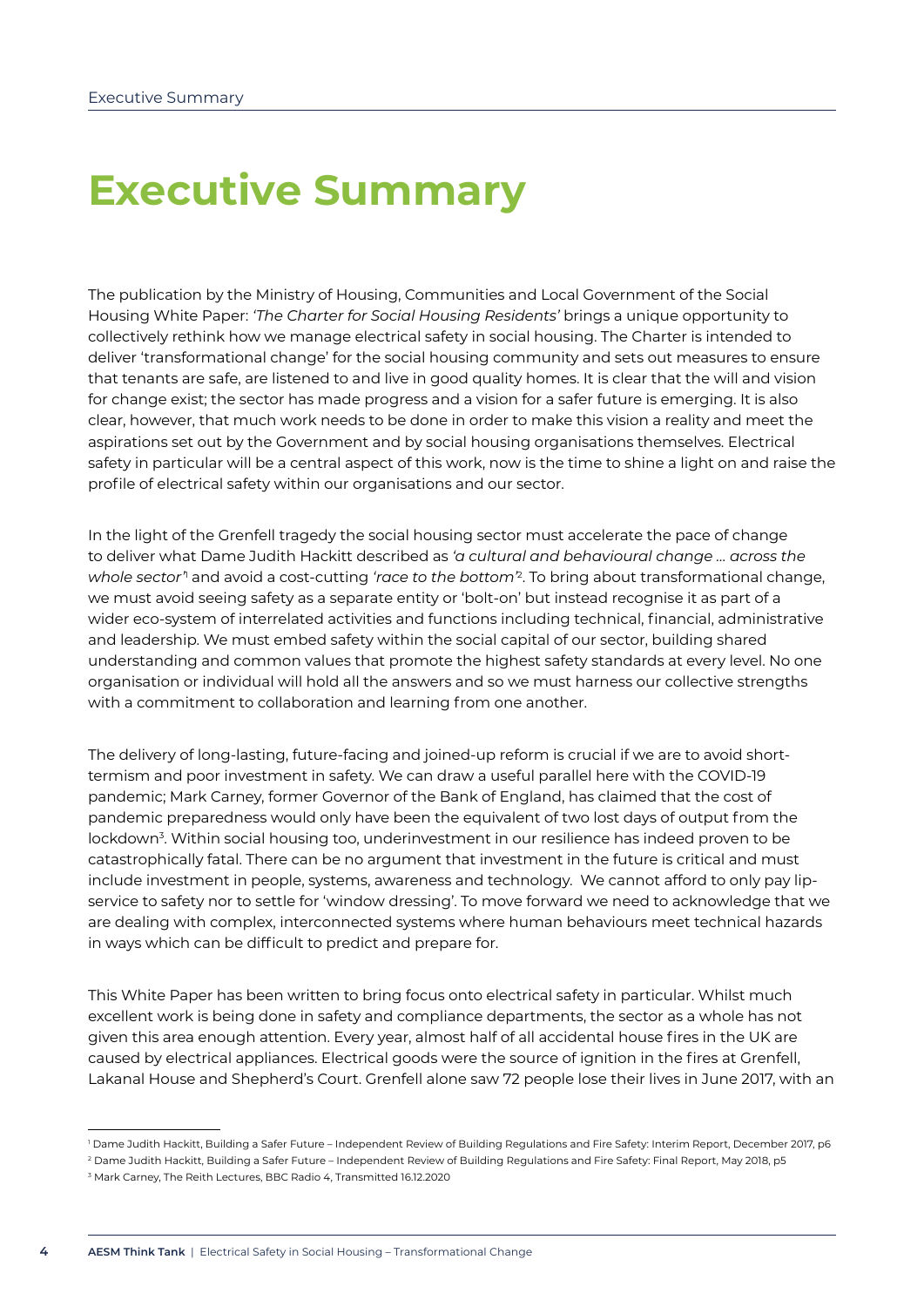# Executive Summary

The publication by the Ministry of Housing, Communities and Local Government of the Social Housing White Paper: *'The Charter for Social Housing Residents'* brings a unique opportunity to collectively rethink how we manage electrical safety in social housing. The Charter is intended to deliver 'transformational change' for the social housing community and sets out measures to ensure that tenants are safe, are listened to and live in good quality homes. It is clear that the will and vision for change exist; the sector has made progress and a vision for a safer future is emerging. It is also clear, however, that much work needs to be done in order to make this vision a reality and meet the aspirations set out by the Government and by social housing organisations themselves. Electrical safety in particular will be a central aspect of this work, now is the time to shine a light on and raise the profile of electrical safety within our organisations and our sector.

In the light of the Grenfell tragedy the social housing sector must accelerate the pace of change to deliver what Dame Judith Hackitt described as *'a cultural and behavioural change … across the whole sector'*[1] and avoid a cost-cutting *'race to the bottom'*[2]. To bring about transformational change, we must avoid seeing safety as a separate entity or 'bolt-on' but instead recognise it as part of a wider eco-system of interrelated activities and functions including technical, financial, administrative and leadership. We must embed safety within the social capital of our sector, building shared understanding and common values that promote the highest safety standards at every level. No one organisation or individual will hold all the answers and so we must harness our collective strengths with a commitment to collaboration and learning from one another.

The delivery of long-lasting, future-facing and joined-up reform is crucial if we are to avoid short-termism and poor investment in safety. We can draw a useful parallel here with the COVID-19 pandemic; Mark Carney, former Governor of the Bank of England, has claimed that the cost of pandemic preparedness would only have been the equivalent of two lost days of output from the lockdown[3]. Within social housing too, underinvestment in our resilience has indeed proven to be catastrophically fatal. There can be no argument that investment in the future is critical and must include investment in people, systems, awareness and technology. We cannot afford to only pay lip-service to safety nor to settle for 'window dressing'. To move forward we need to acknowledge that we are dealing with complex, interconnected systems where human behaviours meet technical hazards in ways which can be difficult to predict and prepare for.

This White Paper has been written to bring focus onto electrical safety in particular. Whilst much excellent work is being done in safety and compliance departments, the sector as a whole has not given this area enough attention. Every year, almost half of all accidental house fires in the UK are caused by electrical appliances. Electrical goods were the source of ignition in the fires at Grenfell, Lakanal House and Shepherd's Court. Grenfell alone saw 72 people lose their lives in June 2017, with an

[1] Dame Judith Hackitt, Building a Safer Future – Independent Review of Building Regulations and Fire Safety: Interim Report, December 2017, p6

[2] Dame Judith Hackitt, Building a Safer Future – Independent Review of Building Regulations and Fire Safety: Final Report, May 2018, p5

[3] Mark Carney, The Reith Lectures, BBC Radio 4, Transmitted 16.12.2020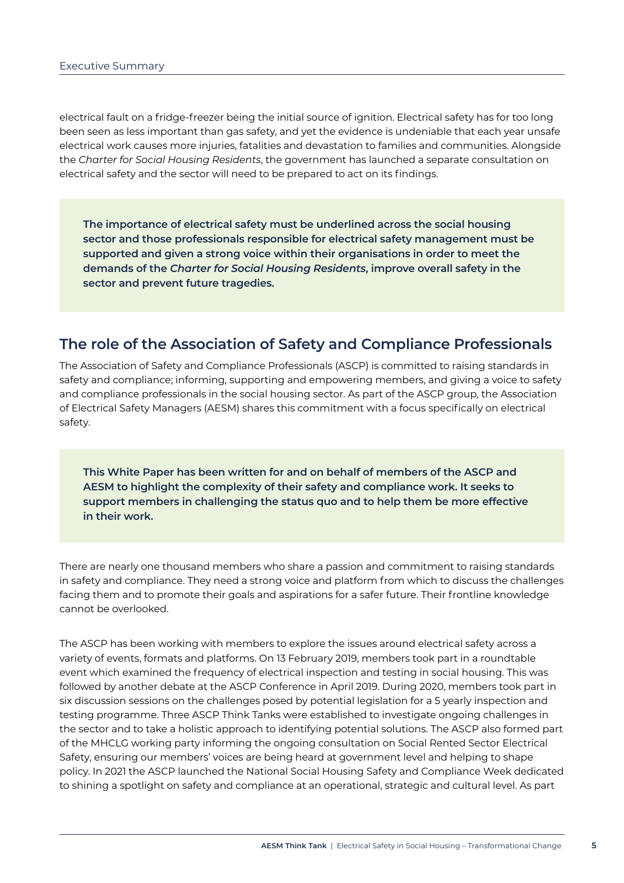electrical fault on a fridge-freezer being the initial source of ignition. Electrical safety has for too long been seen as less important than gas safety, and yet the evidence is undeniable that each year unsafe electrical work causes more injuries, fatalities and devastation to families and communities. Alongside the *Charter for Social Housing Residents*, the government has launched a separate consultation on electrical safety and the sector will need to be prepared to act on its findings.

**The importance of electrical safety must be underlined across the social housing sector and those professionals responsible for electrical safety management must be supported and given a strong voice within their organisations in order to meet the demands of the *Charter for Social Housing Residents*, improve overall safety in the sector and prevent future tragedies.**

## The role of the Association of Safety and Compliance Professionals

The Association of Safety and Compliance Professionals (ASCP) is committed to raising standards in safety and compliance; informing, supporting and empowering members, and giving a voice to safety and compliance professionals in the social housing sector. As part of the ASCP group, the Association of Electrical Safety Managers (AESM) shares this commitment with a focus specifically on electrical safety.

**This White Paper has been written for and on behalf of members of the ASCP and AESM to highlight the complexity of their safety and compliance work. It seeks to support members in challenging the status quo and to help them be more effective in their work.**

There are nearly one thousand members who share a passion and commitment to raising standards in safety and compliance. They need a strong voice and platform from which to discuss the challenges facing them and to promote their goals and aspirations for a safer future. Their frontline knowledge cannot be overlooked.

The ASCP has been working with members to explore the issues around electrical safety across a variety of events, formats and platforms. On 13 February 2019, members took part in a roundtable event which examined the frequency of electrical inspection and testing in social housing. This was followed by another debate at the ASCP Conference in April 2019. During 2020, members took part in six discussion sessions on the challenges posed by potential legislation for a 5 yearly inspection and testing programme. Three ASCP Think Tanks were established to investigate ongoing challenges in the sector and to take a holistic approach to identifying potential solutions. The ASCP also formed part of the MHCLG working party informing the ongoing consultation on Social Rented Sector Electrical Safety, ensuring our members' voices are being heard at government level and helping to shape policy. In 2021 the ASCP launched the National Social Housing Safety and Compliance Week dedicated to shining a spotlight on safety and compliance at an operational, strategic and cultural level. As part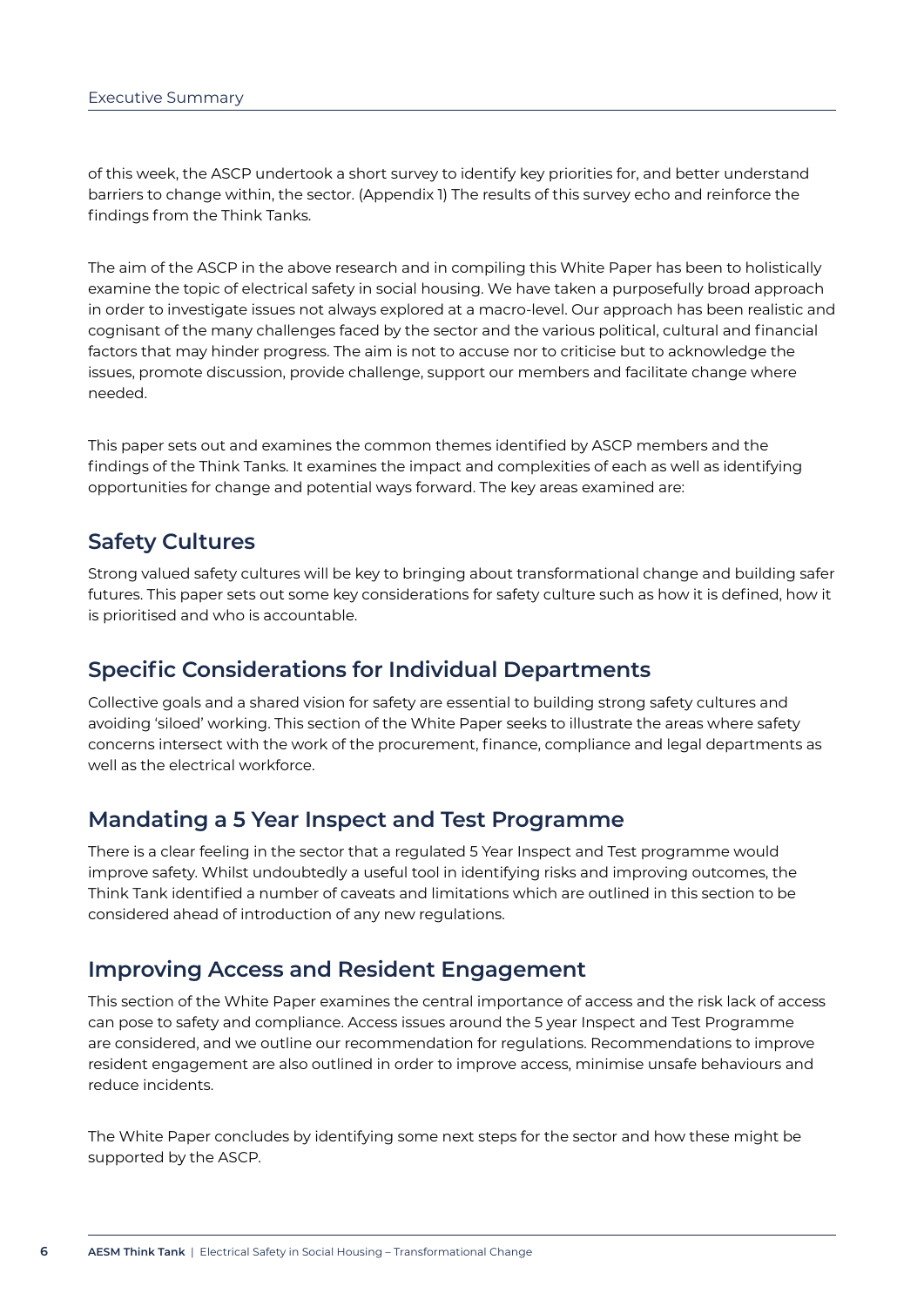of this week, the ASCP undertook a short survey to identify key priorities for, and better understand barriers to change within, the sector. (Appendix 1) The results of this survey echo and reinforce the findings from the Think Tanks.

The aim of the ASCP in the above research and in compiling this White Paper has been to holistically examine the topic of electrical safety in social housing. We have taken a purposefully broad approach in order to investigate issues not always explored at a macro-level. Our approach has been realistic and cognisant of the many challenges faced by the sector and the various political, cultural and financial factors that may hinder progress. The aim is not to accuse nor to criticise but to acknowledge the issues, promote discussion, provide challenge, support our members and facilitate change where needed.

This paper sets out and examines the common themes identified by ASCP members and the findings of the Think Tanks. It examines the impact and complexities of each as well as identifying opportunities for change and potential ways forward. The key areas examined are:

## Safety Cultures

Strong valued safety cultures will be key to bringing about transformational change and building safer futures. This paper sets out some key considerations for safety culture such as how it is defined, how it is prioritised and who is accountable.

## Specific Considerations for Individual Departments

Collective goals and a shared vision for safety are essential to building strong safety cultures and avoiding 'siloed' working. This section of the White Paper seeks to illustrate the areas where safety concerns intersect with the work of the procurement, finance, compliance and legal departments as well as the electrical workforce.

## Mandating a 5 Year Inspect and Test Programme

There is a clear feeling in the sector that a regulated 5 Year Inspect and Test programme would improve safety. Whilst undoubtedly a useful tool in identifying risks and improving outcomes, the Think Tank identified a number of caveats and limitations which are outlined in this section to be considered ahead of introduction of any new regulations.

## Improving Access and Resident Engagement

This section of the White Paper examines the central importance of access and the risk lack of access can pose to safety and compliance. Access issues around the 5 year Inspect and Test Programme are considered, and we outline our recommendation for regulations. Recommendations to improve resident engagement are also outlined in order to improve access, minimise unsafe behaviours and reduce incidents.

The White Paper concludes by identifying some next steps for the sector and how these might be supported by the ASCP.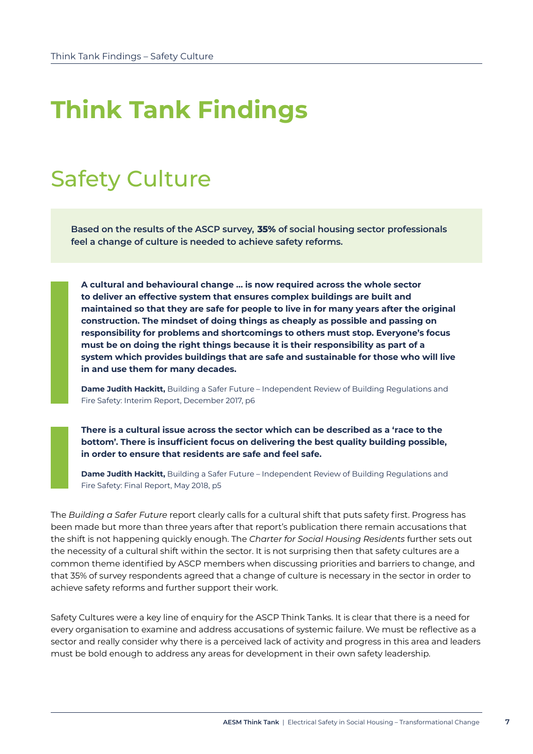# Think Tank Findings

## Safety Culture

**Based on the results of the ASCP survey, 35% of social housing sector professionals feel a change of culture is needed to achieve safety reforms.**

> **A cultural and behavioural change … is now required across the whole sector to deliver an effective system that ensures complex buildings are built and maintained so that they are safe for people to live in for many years after the original construction. The mindset of doing things as cheaply as possible and passing on responsibility for problems and shortcomings to others must stop. Everyone's focus must be on doing the right things because it is their responsibility as part of a system which provides buildings that are safe and sustainable for those who will live in and use them for many decades.**
>
> **Dame Judith Hackitt,** Building a Safer Future – Independent Review of Building Regulations and Fire Safety: Interim Report, December 2017, p6

> **There is a cultural issue across the sector which can be described as a 'race to the bottom'. There is insufficient focus on delivering the best quality building possible, in order to ensure that residents are safe and feel safe.**
>
> **Dame Judith Hackitt,** Building a Safer Future – Independent Review of Building Regulations and Fire Safety: Final Report, May 2018, p5

The *Building a Safer Future* report clearly calls for a cultural shift that puts safety first. Progress has been made but more than three years after that report's publication there remain accusations that the shift is not happening quickly enough. The *Charter for Social Housing Residents* further sets out the necessity of a cultural shift within the sector. It is not surprising then that safety cultures are a common theme identified by ASCP members when discussing priorities and barriers to change, and that 35% of survey respondents agreed that a change of culture is necessary in the sector in order to achieve safety reforms and further support their work.

Safety Cultures were a key line of enquiry for the ASCP Think Tanks. It is clear that there is a need for every organisation to examine and address accusations of systemic failure. We must be reflective as a sector and really consider why there is a perceived lack of activity and progress in this area and leaders must be bold enough to address any areas for development in their own safety leadership.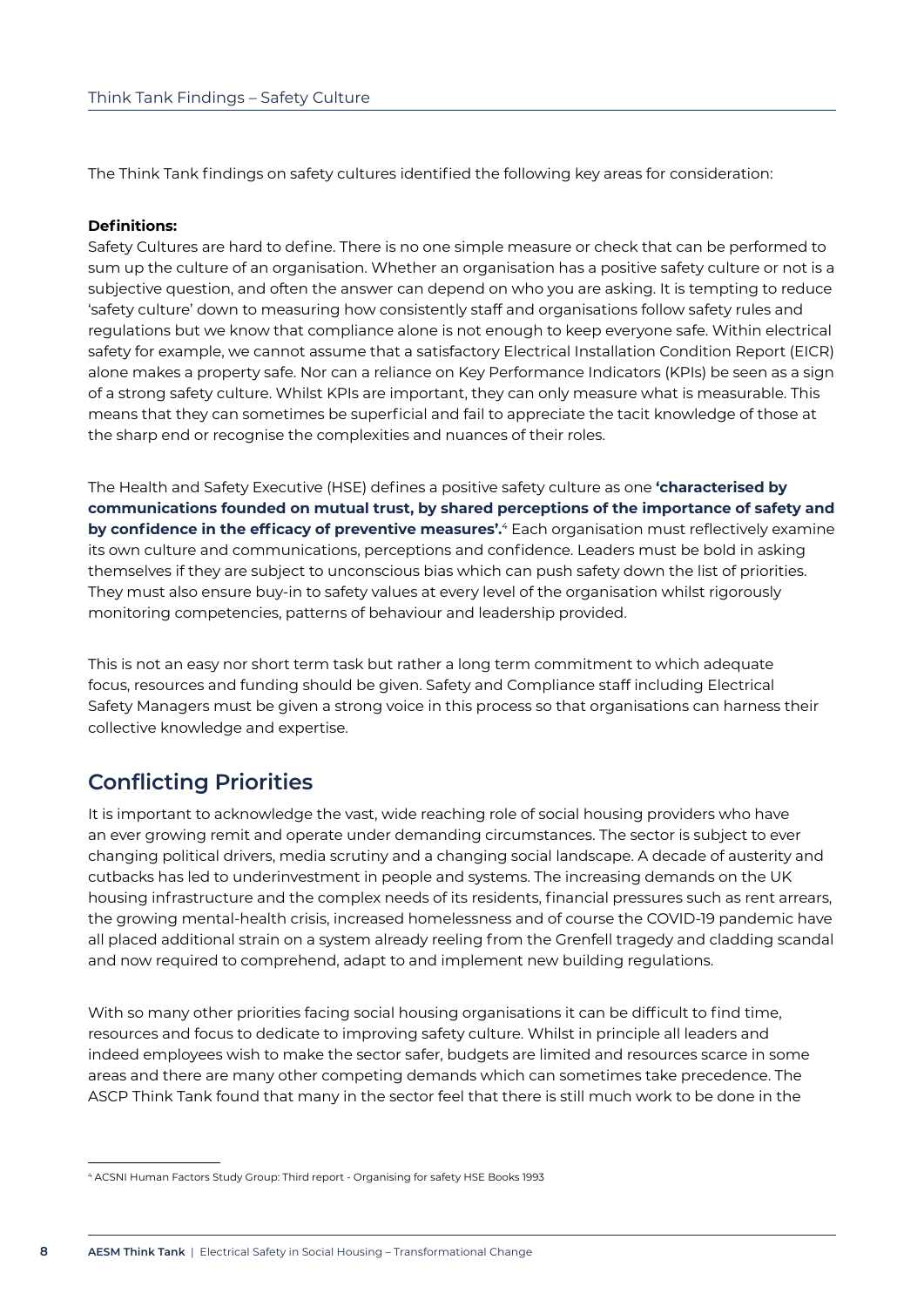The Think Tank findings on safety cultures identified the following key areas for consideration:

**Definitions:**
Safety Cultures are hard to define. There is no one simple measure or check that can be performed to sum up the culture of an organisation. Whether an organisation has a positive safety culture or not is a subjective question, and often the answer can depend on who you are asking. It is tempting to reduce 'safety culture' down to measuring how consistently staff and organisations follow safety rules and regulations but we know that compliance alone is not enough to keep everyone safe. Within electrical safety for example, we cannot assume that a satisfactory Electrical Installation Condition Report (EICR) alone makes a property safe. Nor can a reliance on Key Performance Indicators (KPIs) be seen as a sign of a strong safety culture. Whilst KPIs are important, they can only measure what is measurable. This means that they can sometimes be superficial and fail to appreciate the tacit knowledge of those at the sharp end or recognise the complexities and nuances of their roles.

The Health and Safety Executive (HSE) defines a positive safety culture as one **'characterised by communications founded on mutual trust, by shared perceptions of the importance of safety and by confidence in the efficacy of preventive measures'.**[4] Each organisation must reflectively examine its own culture and communications, perceptions and confidence. Leaders must be bold in asking themselves if they are subject to unconscious bias which can push safety down the list of priorities. They must also ensure buy-in to safety values at every level of the organisation whilst rigorously monitoring competencies, patterns of behaviour and leadership provided.

This is not an easy nor short term task but rather a long term commitment to which adequate focus, resources and funding should be given. Safety and Compliance staff including Electrical Safety Managers must be given a strong voice in this process so that organisations can harness their collective knowledge and expertise.

## Conflicting Priorities

It is important to acknowledge the vast, wide reaching role of social housing providers who have an ever growing remit and operate under demanding circumstances. The sector is subject to ever changing political drivers, media scrutiny and a changing social landscape. A decade of austerity and cutbacks has led to underinvestment in people and systems. The increasing demands on the UK housing infrastructure and the complex needs of its residents, financial pressures such as rent arrears, the growing mental-health crisis, increased homelessness and of course the COVID-19 pandemic have all placed additional strain on a system already reeling from the Grenfell tragedy and cladding scandal and now required to comprehend, adapt to and implement new building regulations.

With so many other priorities facing social housing organisations it can be difficult to find time, resources and focus to dedicate to improving safety culture. Whilst in principle all leaders and indeed employees wish to make the sector safer, budgets are limited and resources scarce in some areas and there are many other competing demands which can sometimes take precedence. The ASCP Think Tank found that many in the sector feel that there is still much work to be done in the

[4] ACSNI Human Factors Study Group: Third report - Organising for safety HSE Books 1993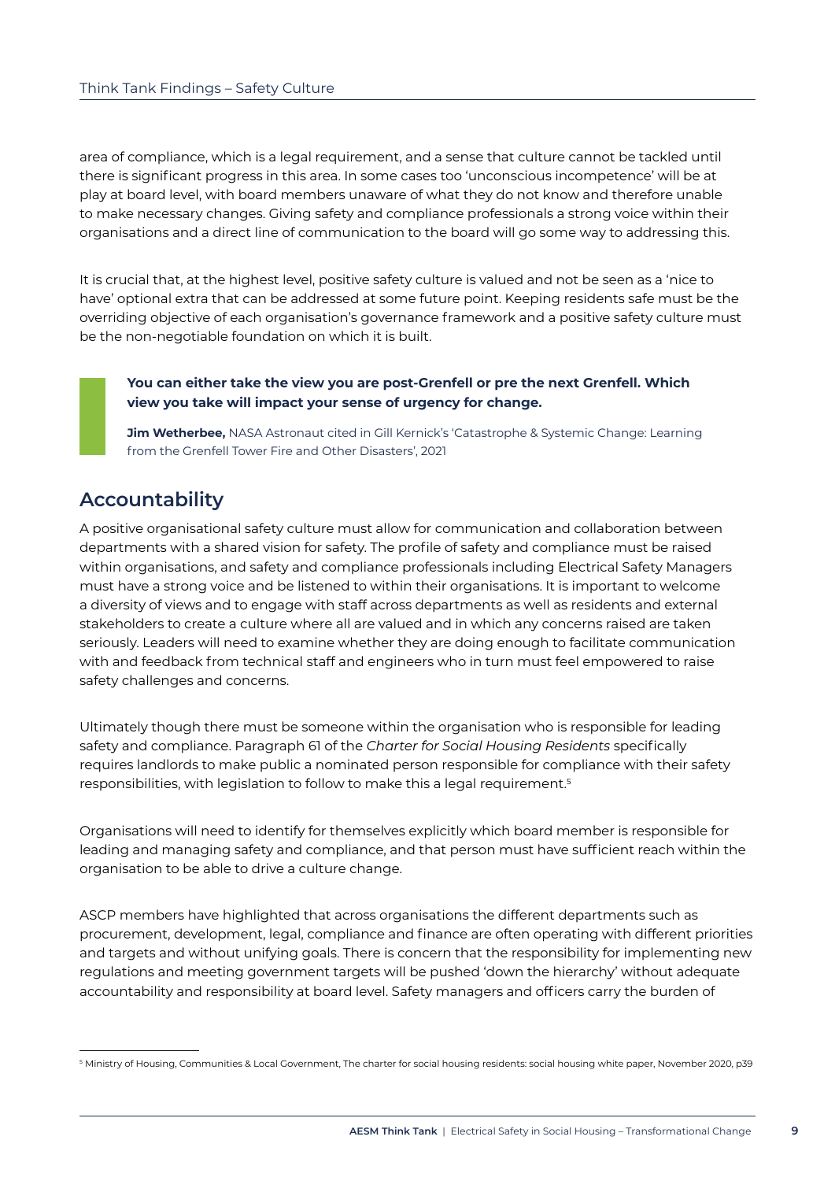area of compliance, which is a legal requirement, and a sense that culture cannot be tackled until there is significant progress in this area. In some cases too 'unconscious incompetence' will be at play at board level, with board members unaware of what they do not know and therefore unable to make necessary changes. Giving safety and compliance professionals a strong voice within their organisations and a direct line of communication to the board will go some way to addressing this.

It is crucial that, at the highest level, positive safety culture is valued and not be seen as a 'nice to have' optional extra that can be addressed at some future point. Keeping residents safe must be the overriding objective of each organisation's governance framework and a positive safety culture must be the non-negotiable foundation on which it is built.

> **You can either take the view you are post-Grenfell or pre the next Grenfell. Which view you take will impact your sense of urgency for change.**
>
> **Jim Wetherbee,** NASA Astronaut cited in Gill Kernick's 'Catastrophe & Systemic Change: Learning from the Grenfell Tower Fire and Other Disasters', 2021

## Accountability

A positive organisational safety culture must allow for communication and collaboration between departments with a shared vision for safety. The profile of safety and compliance must be raised within organisations, and safety and compliance professionals including Electrical Safety Managers must have a strong voice and be listened to within their organisations. It is important to welcome a diversity of views and to engage with staff across departments as well as residents and external stakeholders to create a culture where all are valued and in which any concerns raised are taken seriously. Leaders will need to examine whether they are doing enough to facilitate communication with and feedback from technical staff and engineers who in turn must feel empowered to raise safety challenges and concerns.

Ultimately though there must be someone within the organisation who is responsible for leading safety and compliance. Paragraph 61 of the *Charter for Social Housing Residents* specifically requires landlords to make public a nominated person responsible for compliance with their safety responsibilities, with legislation to follow to make this a legal requirement.[5]

Organisations will need to identify for themselves explicitly which board member is responsible for leading and managing safety and compliance, and that person must have sufficient reach within the organisation to be able to drive a culture change.

ASCP members have highlighted that across organisations the different departments such as procurement, development, legal, compliance and finance are often operating with different priorities and targets and without unifying goals. There is concern that the responsibility for implementing new regulations and meeting government targets will be pushed 'down the hierarchy' without adequate accountability and responsibility at board level. Safety managers and officers carry the burden of

[5] Ministry of Housing, Communities & Local Government, The charter for social housing residents: social housing white paper, November 2020, p39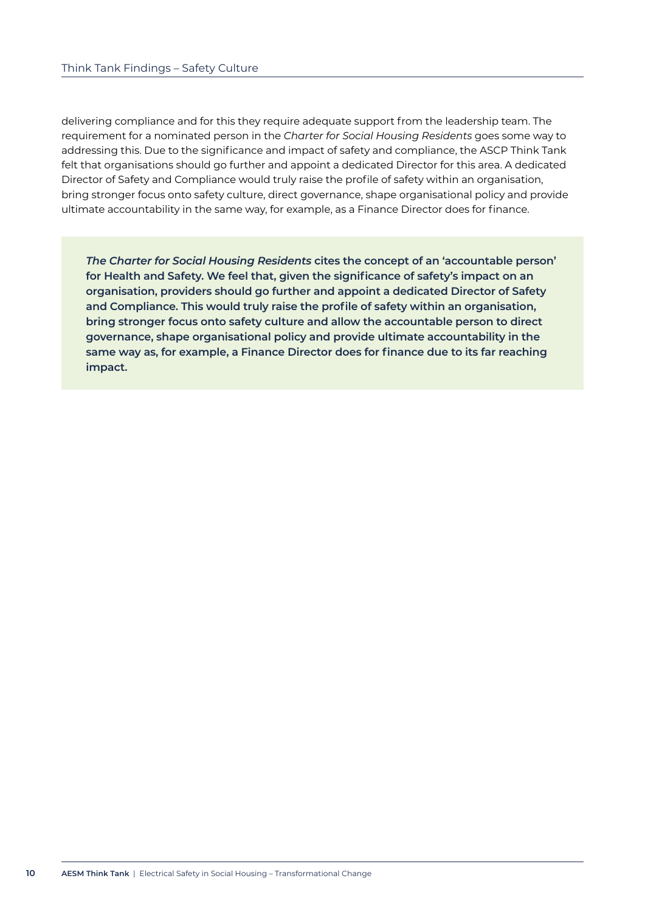delivering compliance and for this they require adequate support from the leadership team. The requirement for a nominated person in the *Charter for Social Housing Residents* goes some way to addressing this. Due to the significance and impact of safety and compliance, the ASCP Think Tank felt that organisations should go further and appoint a dedicated Director for this area. A dedicated Director of Safety and Compliance would truly raise the profile of safety within an organisation, bring stronger focus onto safety culture, direct governance, shape organisational policy and provide ultimate accountability in the same way, for example, as a Finance Director does for finance.

> ***The Charter for Social Housing Residents*** **cites the concept of an 'accountable person' for Health and Safety. We feel that, given the significance of safety's impact on an organisation, providers should go further and appoint a dedicated Director of Safety and Compliance. This would truly raise the profile of safety within an organisation, bring stronger focus onto safety culture and allow the accountable person to direct governance, shape organisational policy and provide ultimate accountability in the same way as, for example, a Finance Director does for finance due to its far reaching impact.**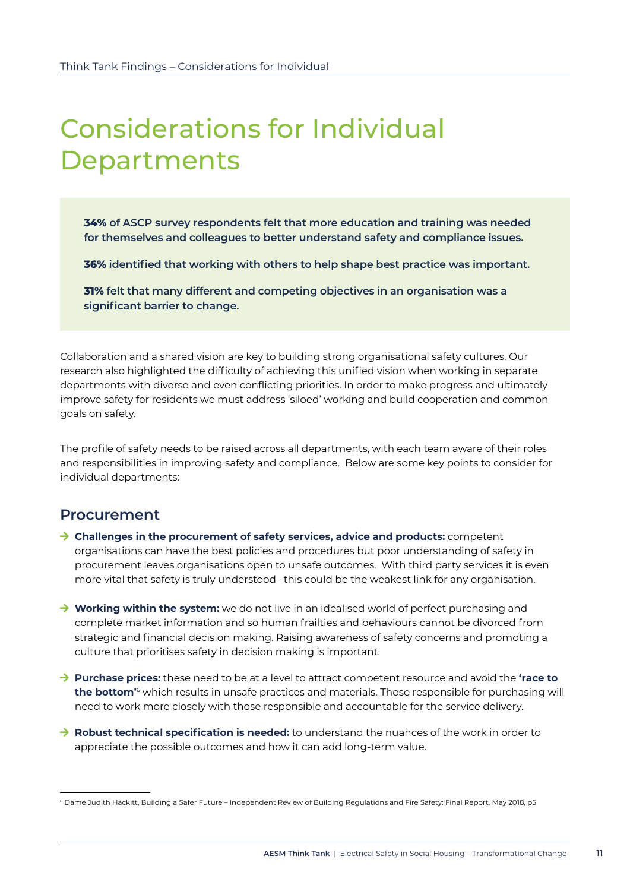# Considerations for Individual Departments

**34% of ASCP survey respondents felt that more education and training was needed for themselves and colleagues to better understand safety and compliance issues.**

**36% identified that working with others to help shape best practice was important.**

**31% felt that many different and competing objectives in an organisation was a significant barrier to change.**

Collaboration and a shared vision are key to building strong organisational safety cultures. Our research also highlighted the difficulty of achieving this unified vision when working in separate departments with diverse and even conflicting priorities. In order to make progress and ultimately improve safety for residents we must address 'siloed' working and build cooperation and common goals on safety.

The profile of safety needs to be raised across all departments, with each team aware of their roles and responsibilities in improving safety and compliance. Below are some key points to consider for individual departments:

## Procurement

- **Challenges in the procurement of safety services, advice and products:** competent organisations can have the best policies and procedures but poor understanding of safety in procurement leaves organisations open to unsafe outcomes. With third party services it is even more vital that safety is truly understood –this could be the weakest link for any organisation.
- **Working within the system:** we do not live in an idealised world of perfect purchasing and complete market information and so human frailties and behaviours cannot be divorced from strategic and financial decision making. Raising awareness of safety concerns and promoting a culture that prioritises safety in decision making is important.
- **Purchase prices:** these need to be at a level to attract competent resource and avoid the **'race to the bottom'**[6] which results in unsafe practices and materials. Those responsible for purchasing will need to work more closely with those responsible and accountable for the service delivery.
- **Robust technical specification is needed:** to understand the nuances of the work in order to appreciate the possible outcomes and how it can add long-term value.

[6] Dame Judith Hackitt, Building a Safer Future – Independent Review of Building Regulations and Fire Safety: Final Report, May 2018, p5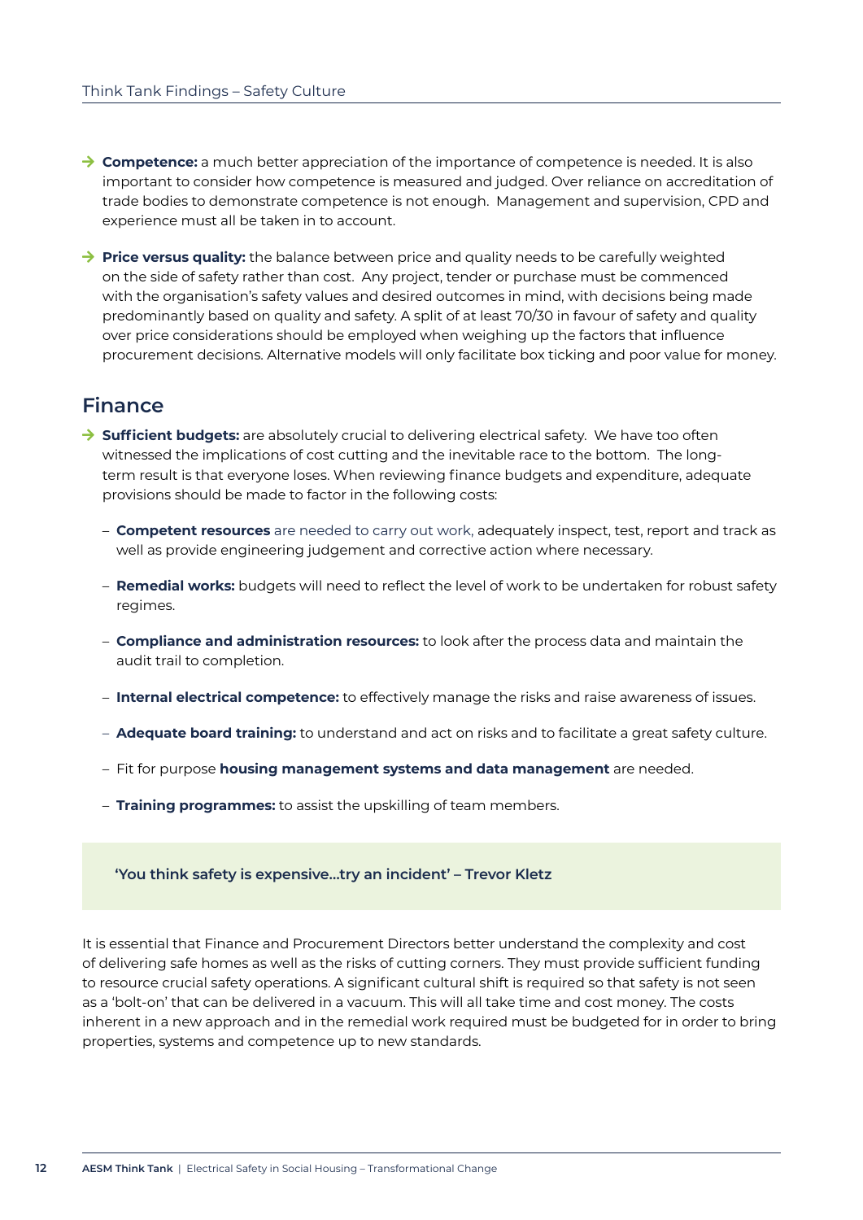- **Competence:** a much better appreciation of the importance of competence is needed. It is also important to consider how competence is measured and judged. Over reliance on accreditation of trade bodies to demonstrate competence is not enough. Management and supervision, CPD and experience must all be taken in to account.

- **Price versus quality:** the balance between price and quality needs to be carefully weighted on the side of safety rather than cost. Any project, tender or purchase must be commenced with the organisation's safety values and desired outcomes in mind, with decisions being made predominantly based on quality and safety. A split of at least 70/30 in favour of safety and quality over price considerations should be employed when weighing up the factors that influence procurement decisions. Alternative models will only facilitate box ticking and poor value for money.

## Finance

- **Sufficient budgets:** are absolutely crucial to delivering electrical safety. We have too often witnessed the implications of cost cutting and the inevitable race to the bottom. The long-term result is that everyone loses. When reviewing finance budgets and expenditure, adequate provisions should be made to factor in the following costs:

  – **Competent resources** are needed to carry out work, adequately inspect, test, report and track as well as provide engineering judgement and corrective action where necessary.

  – **Remedial works:** budgets will need to reflect the level of work to be undertaken for robust safety regimes.

  – **Compliance and administration resources:** to look after the process data and maintain the audit trail to completion.

  – **Internal electrical competence:** to effectively manage the risks and raise awareness of issues.

  – **Adequate board training:** to understand and act on risks and to facilitate a great safety culture.

  – Fit for purpose **housing management systems and data management** are needed.

  – **Training programmes:** to assist the upskilling of team members.

> **'You think safety is expensive…try an incident' – Trevor Kletz**

It is essential that Finance and Procurement Directors better understand the complexity and cost of delivering safe homes as well as the risks of cutting corners. They must provide sufficient funding to resource crucial safety operations. A significant cultural shift is required so that safety is not seen as a 'bolt-on' that can be delivered in a vacuum. This will all take time and cost money. The costs inherent in a new approach and in the remedial work required must be budgeted for in order to bring properties, systems and competence up to new standards.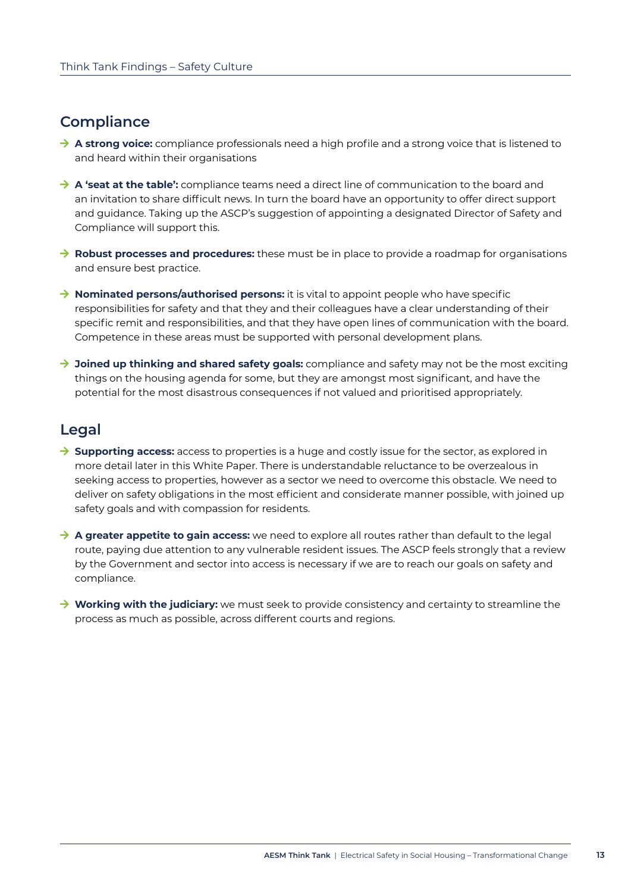## Compliance

- **A strong voice:** compliance professionals need a high profile and a strong voice that is listened to and heard within their organisations
- **A 'seat at the table':** compliance teams need a direct line of communication to the board and an invitation to share difficult news. In turn the board have an opportunity to offer direct support and guidance. Taking up the ASCP's suggestion of appointing a designated Director of Safety and Compliance will support this.
- **Robust processes and procedures:** these must be in place to provide a roadmap for organisations and ensure best practice.
- **Nominated persons/authorised persons:** it is vital to appoint people who have specific responsibilities for safety and that they and their colleagues have a clear understanding of their specific remit and responsibilities, and that they have open lines of communication with the board. Competence in these areas must be supported with personal development plans.
- **Joined up thinking and shared safety goals:** compliance and safety may not be the most exciting things on the housing agenda for some, but they are amongst most significant, and have the potential for the most disastrous consequences if not valued and prioritised appropriately.

## Legal

- **Supporting access:** access to properties is a huge and costly issue for the sector, as explored in more detail later in this White Paper. There is understandable reluctance to be overzealous in seeking access to properties, however as a sector we need to overcome this obstacle. We need to deliver on safety obligations in the most efficient and considerate manner possible, with joined up safety goals and with compassion for residents.
- **A greater appetite to gain access:** we need to explore all routes rather than default to the legal route, paying due attention to any vulnerable resident issues. The ASCP feels strongly that a review by the Government and sector into access is necessary if we are to reach our goals on safety and compliance.
- **Working with the judiciary:** we must seek to provide consistency and certainty to streamline the process as much as possible, across different courts and regions.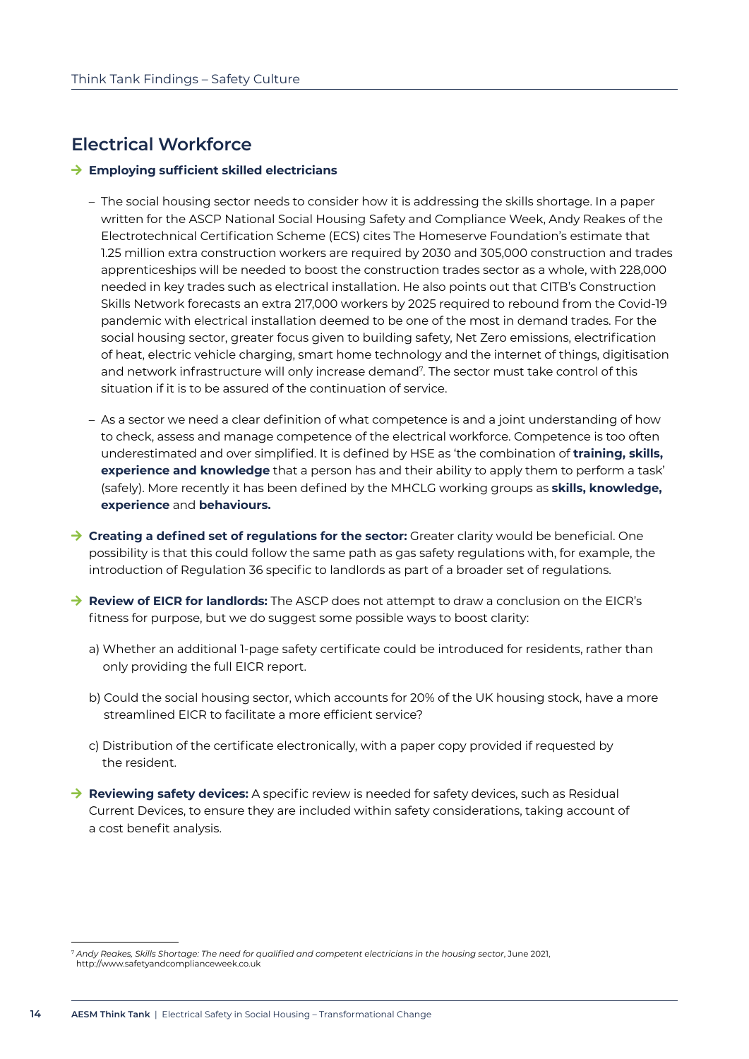## Electrical Workforce

→ **Employing sufficient skilled electricians**

- The social housing sector needs to consider how it is addressing the skills shortage. In a paper written for the ASCP National Social Housing Safety and Compliance Week, Andy Reakes of the Electrotechnical Certification Scheme (ECS) cites The Homeserve Foundation's estimate that 1.25 million extra construction workers are required by 2030 and 305,000 construction and trades apprenticeships will be needed to boost the construction trades sector as a whole, with 228,000 needed in key trades such as electrical installation. He also points out that CITB's Construction Skills Network forecasts an extra 217,000 workers by 2025 required to rebound from the Covid-19 pandemic with electrical installation deemed to be one of the most in demand trades. For the social housing sector, greater focus given to building safety, Net Zero emissions, electrification of heat, electric vehicle charging, smart home technology and the internet of things, digitisation and network infrastructure will only increase demand[7]. The sector must take control of this situation if it is to be assured of the continuation of service.

- As a sector we need a clear definition of what competence is and a joint understanding of how to check, assess and manage competence of the electrical workforce. Competence is too often underestimated and over simplified. It is defined by HSE as 'the combination of **training, skills, experience and knowledge** that a person has and their ability to apply them to perform a task' (safely). More recently it has been defined by the MHCLG working groups as **skills, knowledge, experience** and **behaviours.**

→ **Creating a defined set of regulations for the sector:** Greater clarity would be beneficial. One possibility is that this could follow the same path as gas safety regulations with, for example, the introduction of Regulation 36 specific to landlords as part of a broader set of regulations.

→ **Review of EICR for landlords:** The ASCP does not attempt to draw a conclusion on the EICR's fitness for purpose, but we do suggest some possible ways to boost clarity:

a) Whether an additional 1-page safety certificate could be introduced for residents, rather than only providing the full EICR report.

b) Could the social housing sector, which accounts for 20% of the UK housing stock, have a more streamlined EICR to facilitate a more efficient service?

c) Distribution of the certificate electronically, with a paper copy provided if requested by the resident.

→ **Reviewing safety devices:** A specific review is needed for safety devices, such as Residual Current Devices, to ensure they are included within safety considerations, taking account of a cost benefit analysis.

---

[7] *Andy Reakes, Skills Shortage: The need for qualified and competent electricians in the housing sector*, June 2021, http://www.safetyandcomplianceweek.co.uk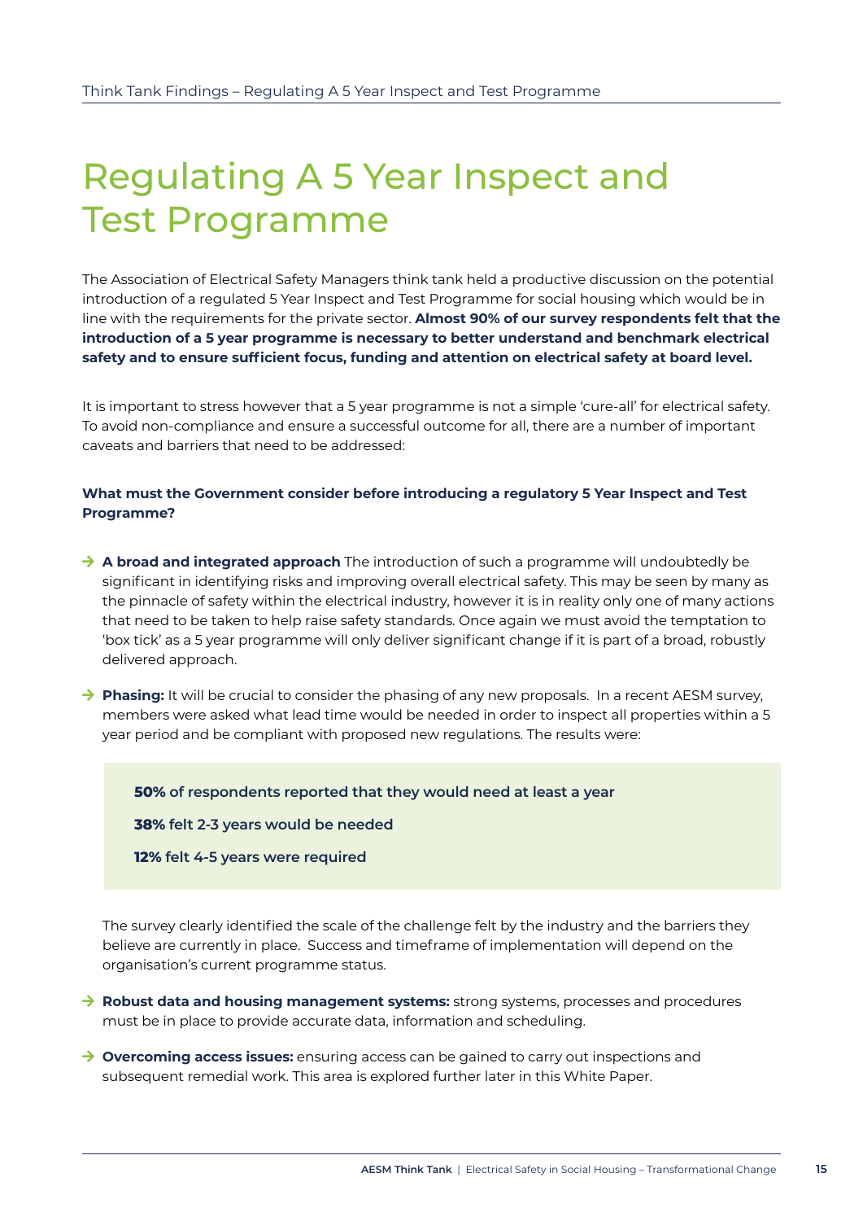# Regulating A 5 Year Inspect and Test Programme

The Association of Electrical Safety Managers think tank held a productive discussion on the potential introduction of a regulated 5 Year Inspect and Test Programme for social housing which would be in line with the requirements for the private sector. **Almost 90% of our survey respondents felt that the introduction of a 5 year programme is necessary to better understand and benchmark electrical safety and to ensure sufficient focus, funding and attention on electrical safety at board level.**

It is important to stress however that a 5 year programme is not a simple 'cure-all' for electrical safety. To avoid non-compliance and ensure a successful outcome for all, there are a number of important caveats and barriers that need to be addressed:

**What must the Government consider before introducing a regulatory 5 Year Inspect and Test Programme?**

- **A broad and integrated approach** The introduction of such a programme will undoubtedly be significant in identifying risks and improving overall electrical safety. This may be seen by many as the pinnacle of safety within the electrical industry, however it is in reality only one of many actions that need to be taken to help raise safety standards. Once again we must avoid the temptation to 'box tick' as a 5 year programme will only deliver significant change if it is part of a broad, robustly delivered approach.

- **Phasing:** It will be crucial to consider the phasing of any new proposals. In a recent AESM survey, members were asked what lead time would be needed in order to inspect all properties within a 5 year period and be compliant with proposed new regulations. The results were:

  **50% of respondents reported that they would need at least a year**

  **38% felt 2-3 years would be needed**

  **12% felt 4-5 years were required**

  The survey clearly identified the scale of the challenge felt by the industry and the barriers they believe are currently in place. Success and timeframe of implementation will depend on the organisation's current programme status.

- **Robust data and housing management systems:** strong systems, processes and procedures must be in place to provide accurate data, information and scheduling.

- **Overcoming access issues:** ensuring access can be gained to carry out inspections and subsequent remedial work. This area is explored further later in this White Paper.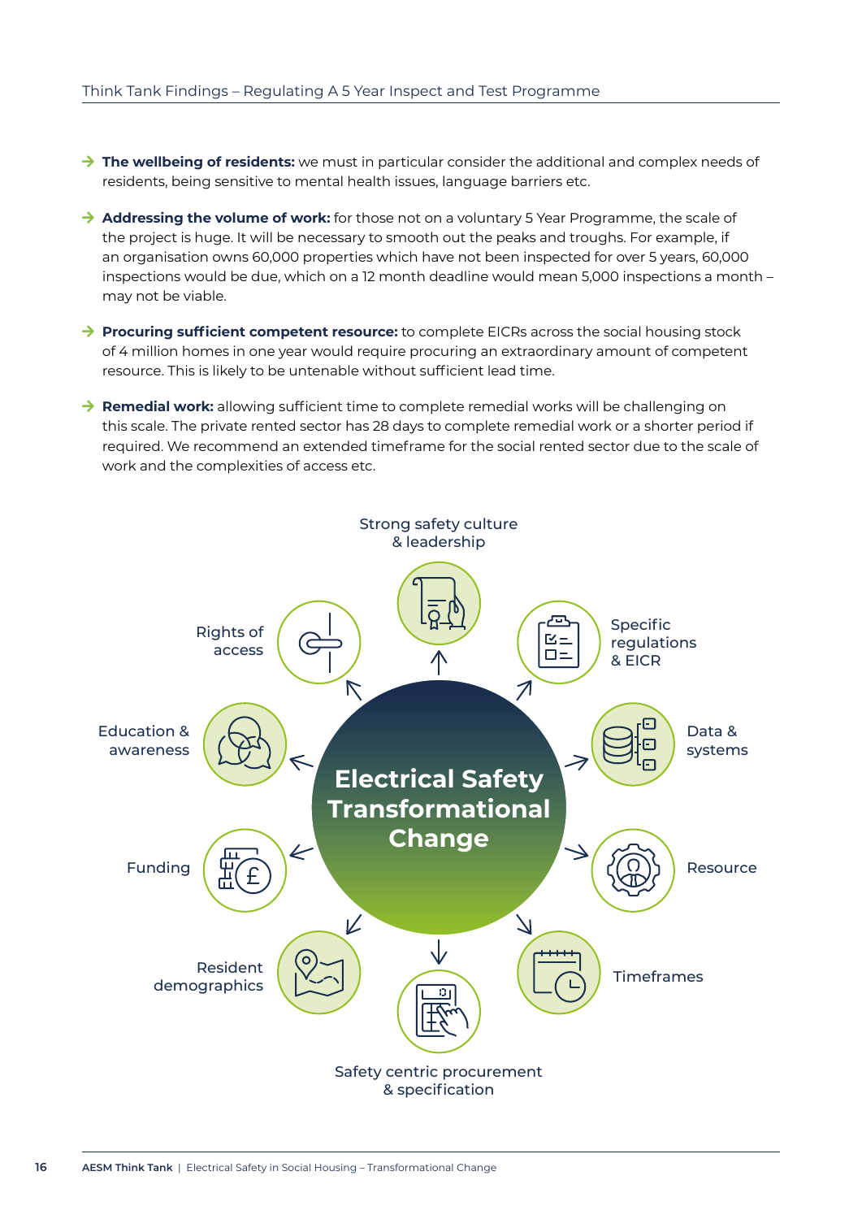- **The wellbeing of residents:** we must in particular consider the additional and complex needs of residents, being sensitive to mental health issues, language barriers etc.

- **Addressing the volume of work:** for those not on a voluntary 5 Year Programme, the scale of the project is huge. It will be necessary to smooth out the peaks and troughs. For example, if an organisation owns 60,000 properties which have not been inspected for over 5 years, 60,000 inspections would be due, which on a 12 month deadline would mean 5,000 inspections a month – may not be viable.

- **Procuring sufficient competent resource:** to complete EICRs across the social housing stock of 4 million homes in one year would require procuring an extraordinary amount of competent resource. This is likely to be untenable without sufficient lead time.

- **Remedial work:** allowing sufficient time to complete remedial works will be challenging on this scale. The private rented sector has 28 days to complete remedial work or a shorter period if required. We recommend an extended timeframe for the social rented sector due to the scale of work and the complexities of access etc.

Electrical Safety Transformational Change

Strong safety culture & leadership

Specific regulations & EICR

Data & systems

Resource

Timeframes

Safety centric procurement & specification

Resident demographics

Funding

Education & awareness

Rights of access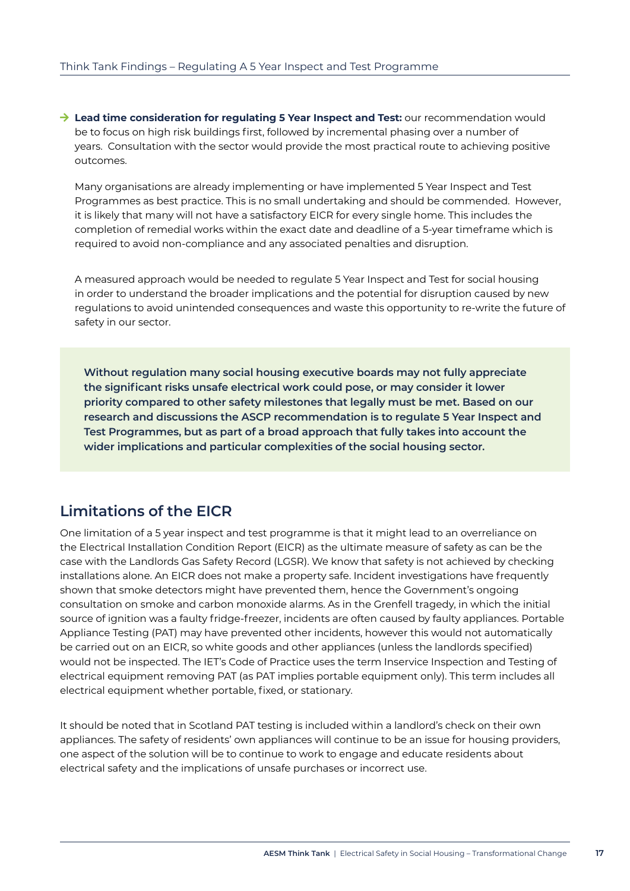- **Lead time consideration for regulating 5 Year Inspect and Test:** our recommendation would be to focus on high risk buildings first, followed by incremental phasing over a number of years. Consultation with the sector would provide the most practical route to achieving positive outcomes.

  Many organisations are already implementing or have implemented 5 Year Inspect and Test Programmes as best practice. This is no small undertaking and should be commended. However, it is likely that many will not have a satisfactory EICR for every single home. This includes the completion of remedial works within the exact date and deadline of a 5-year timeframe which is required to avoid non-compliance and any associated penalties and disruption.

  A measured approach would be needed to regulate 5 Year Inspect and Test for social housing in order to understand the broader implications and the potential for disruption caused by new regulations to avoid unintended consequences and waste this opportunity to re-write the future of safety in our sector.

**Without regulation many social housing executive boards may not fully appreciate the significant risks unsafe electrical work could pose, or may consider it lower priority compared to other safety milestones that legally must be met. Based on our research and discussions the ASCP recommendation is to regulate 5 Year Inspect and Test Programmes, but as part of a broad approach that fully takes into account the wider implications and particular complexities of the social housing sector.**

## Limitations of the EICR

One limitation of a 5 year inspect and test programme is that it might lead to an overreliance on the Electrical Installation Condition Report (EICR) as the ultimate measure of safety as can be the case with the Landlords Gas Safety Record (LGSR). We know that safety is not achieved by checking installations alone. An EICR does not make a property safe. Incident investigations have frequently shown that smoke detectors might have prevented them, hence the Government's ongoing consultation on smoke and carbon monoxide alarms. As in the Grenfell tragedy, in which the initial source of ignition was a faulty fridge-freezer, incidents are often caused by faulty appliances. Portable Appliance Testing (PAT) may have prevented other incidents, however this would not automatically be carried out on an EICR, so white goods and other appliances (unless the landlords specified) would not be inspected. The IET's Code of Practice uses the term Inservice Inspection and Testing of electrical equipment removing PAT (as PAT implies portable equipment only). This term includes all electrical equipment whether portable, fixed, or stationary.

It should be noted that in Scotland PAT testing is included within a landlord's check on their own appliances. The safety of residents' own appliances will continue to be an issue for housing providers, one aspect of the solution will be to continue to work to engage and educate residents about electrical safety and the implications of unsafe purchases or incorrect use.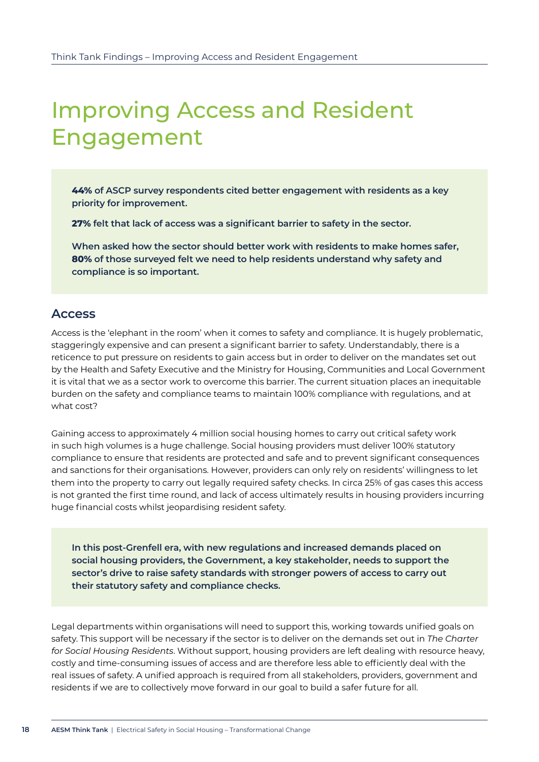# Improving Access and Resident Engagement

**44% of ASCP survey respondents cited better engagement with residents as a key priority for improvement.**

**27% felt that lack of access was a significant barrier to safety in the sector.**

**When asked how the sector should better work with residents to make homes safer, 80% of those surveyed felt we need to help residents understand why safety and compliance is so important.**

## Access

Access is the 'elephant in the room' when it comes to safety and compliance. It is hugely problematic, staggeringly expensive and can present a significant barrier to safety. Understandably, there is a reticence to put pressure on residents to gain access but in order to deliver on the mandates set out by the Health and Safety Executive and the Ministry for Housing, Communities and Local Government it is vital that we as a sector work to overcome this barrier. The current situation places an inequitable burden on the safety and compliance teams to maintain 100% compliance with regulations, and at what cost?

Gaining access to approximately 4 million social housing homes to carry out critical safety work in such high volumes is a huge challenge. Social housing providers must deliver 100% statutory compliance to ensure that residents are protected and safe and to prevent significant consequences and sanctions for their organisations. However, providers can only rely on residents' willingness to let them into the property to carry out legally required safety checks. In circa 25% of gas cases this access is not granted the first time round, and lack of access ultimately results in housing providers incurring huge financial costs whilst jeopardising resident safety.

**In this post-Grenfell era, with new regulations and increased demands placed on social housing providers, the Government, a key stakeholder, needs to support the sector's drive to raise safety standards with stronger powers of access to carry out their statutory safety and compliance checks.**

Legal departments within organisations will need to support this, working towards unified goals on safety. This support will be necessary if the sector is to deliver on the demands set out in *The Charter for Social Housing Residents*. Without support, housing providers are left dealing with resource heavy, costly and time-consuming issues of access and are therefore less able to efficiently deal with the real issues of safety. A unified approach is required from all stakeholders, providers, government and residents if we are to collectively move forward in our goal to build a safer future for all.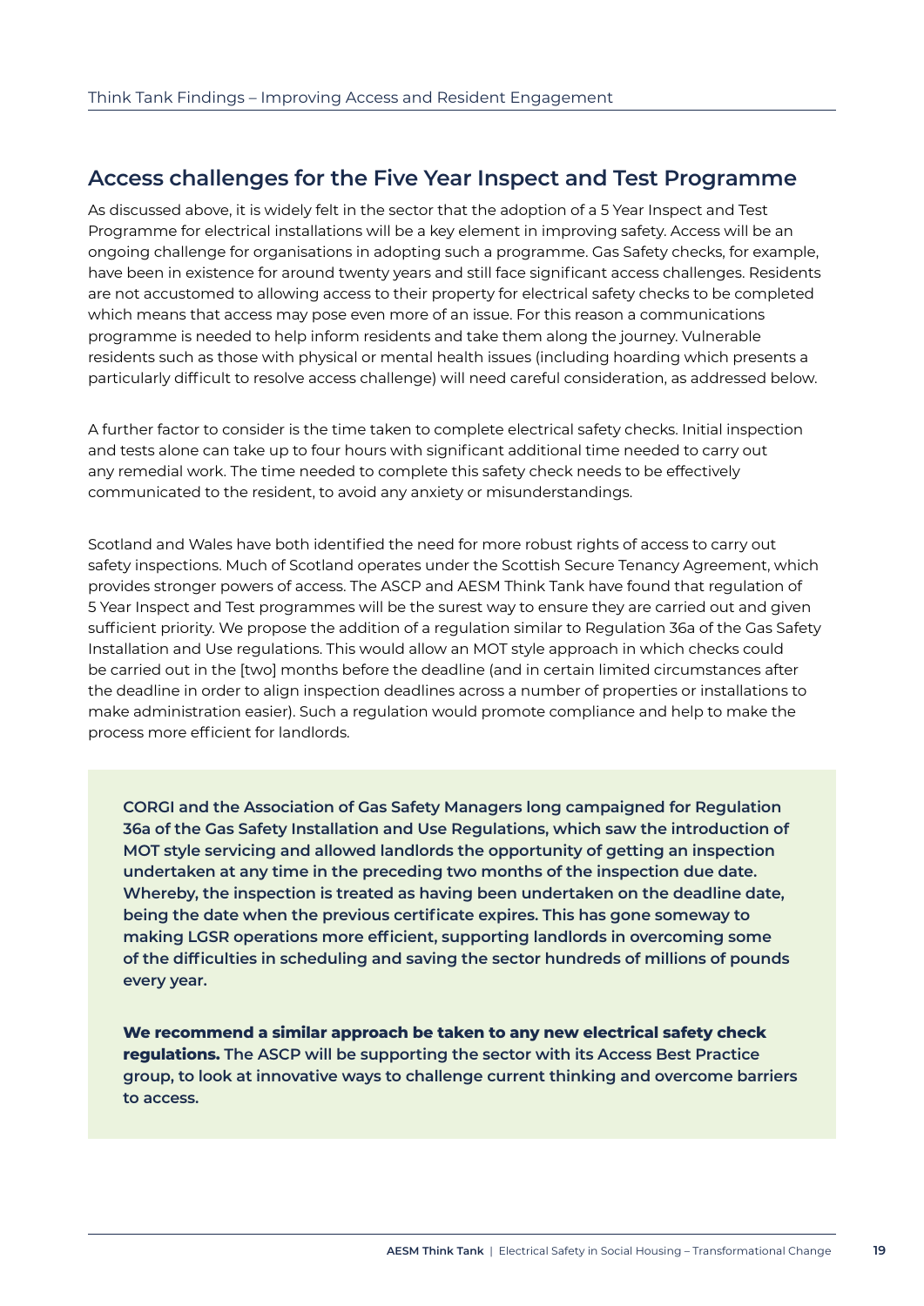## Access challenges for the Five Year Inspect and Test Programme

As discussed above, it is widely felt in the sector that the adoption of a 5 Year Inspect and Test Programme for electrical installations will be a key element in improving safety. Access will be an ongoing challenge for organisations in adopting such a programme. Gas Safety checks, for example, have been in existence for around twenty years and still face significant access challenges. Residents are not accustomed to allowing access to their property for electrical safety checks to be completed which means that access may pose even more of an issue. For this reason a communications programme is needed to help inform residents and take them along the journey. Vulnerable residents such as those with physical or mental health issues (including hoarding which presents a particularly difficult to resolve access challenge) will need careful consideration, as addressed below.

A further factor to consider is the time taken to complete electrical safety checks. Initial inspection and tests alone can take up to four hours with significant additional time needed to carry out any remedial work. The time needed to complete this safety check needs to be effectively communicated to the resident, to avoid any anxiety or misunderstandings.

Scotland and Wales have both identified the need for more robust rights of access to carry out safety inspections. Much of Scotland operates under the Scottish Secure Tenancy Agreement, which provides stronger powers of access. The ASCP and AESM Think Tank have found that regulation of 5 Year Inspect and Test programmes will be the surest way to ensure they are carried out and given sufficient priority. We propose the addition of a regulation similar to Regulation 36a of the Gas Safety Installation and Use regulations. This would allow an MOT style approach in which checks could be carried out in the [two] months before the deadline (and in certain limited circumstances after the deadline in order to align inspection deadlines across a number of properties or installations to make administration easier). Such a regulation would promote compliance and help to make the process more efficient for landlords.

**CORGI and the Association of Gas Safety Managers long campaigned for Regulation 36a of the Gas Safety Installation and Use Regulations, which saw the introduction of MOT style servicing and allowed landlords the opportunity of getting an inspection undertaken at any time in the preceding two months of the inspection due date. Whereby, the inspection is treated as having been undertaken on the deadline date, being the date when the previous certificate expires. This has gone someway to making LGSR operations more efficient, supporting landlords in overcoming some of the difficulties in scheduling and saving the sector hundreds of millions of pounds every year.**

**We recommend a similar approach be taken to any new electrical safety check regulations. The ASCP will be supporting the sector with its Access Best Practice group, to look at innovative ways to challenge current thinking and overcome barriers to access.**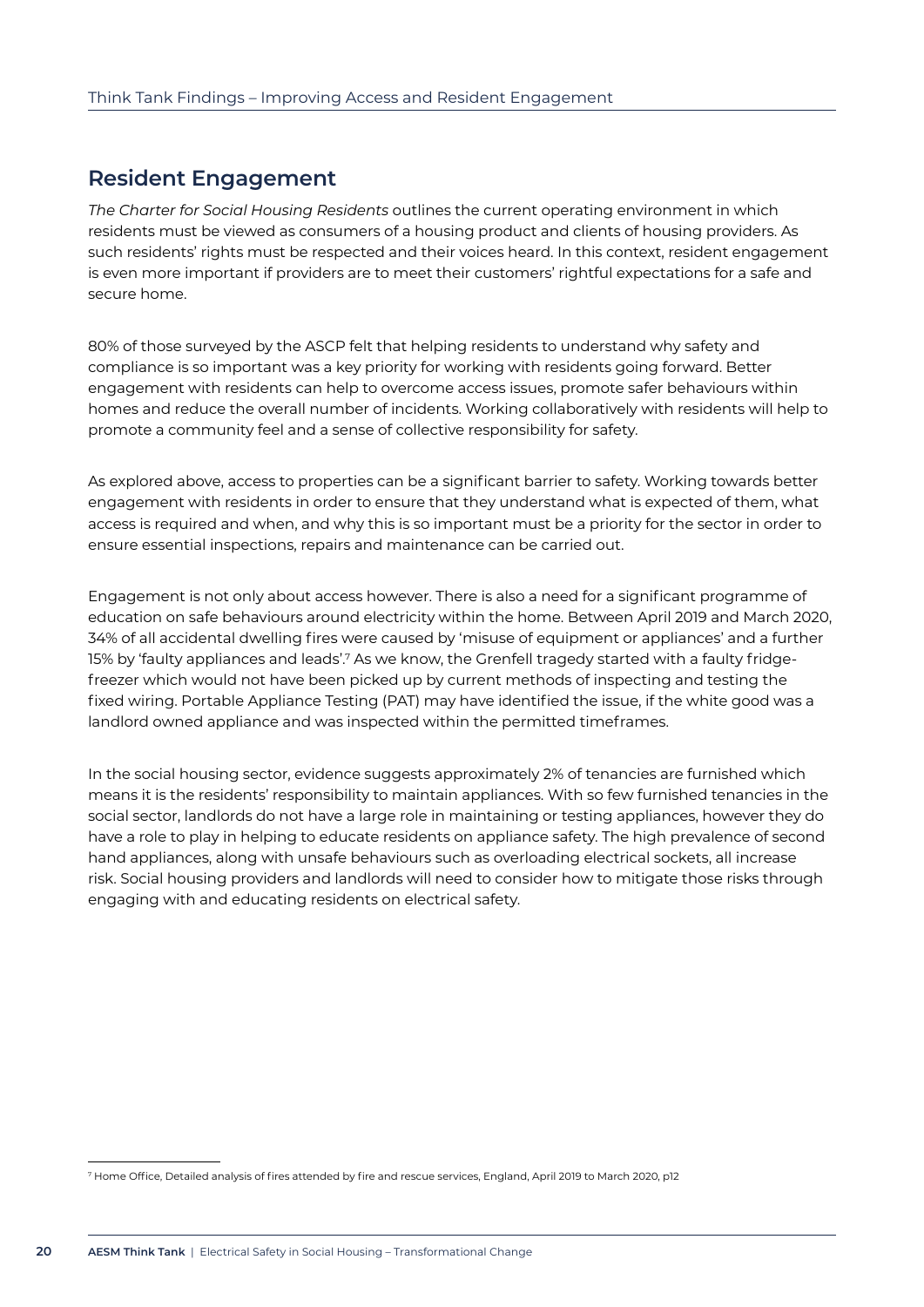## Resident Engagement

*The Charter for Social Housing Residents* outlines the current operating environment in which residents must be viewed as consumers of a housing product and clients of housing providers. As such residents' rights must be respected and their voices heard. In this context, resident engagement is even more important if providers are to meet their customers' rightful expectations for a safe and secure home.

80% of those surveyed by the ASCP felt that helping residents to understand why safety and compliance is so important was a key priority for working with residents going forward. Better engagement with residents can help to overcome access issues, promote safer behaviours within homes and reduce the overall number of incidents. Working collaboratively with residents will help to promote a community feel and a sense of collective responsibility for safety.

As explored above, access to properties can be a significant barrier to safety. Working towards better engagement with residents in order to ensure that they understand what is expected of them, what access is required and when, and why this is so important must be a priority for the sector in order to ensure essential inspections, repairs and maintenance can be carried out.

Engagement is not only about access however. There is also a need for a significant programme of education on safe behaviours around electricity within the home. Between April 2019 and March 2020, 34% of all accidental dwelling fires were caused by 'misuse of equipment or appliances' and a further 15% by 'faulty appliances and leads'.[7] As we know, the Grenfell tragedy started with a faulty fridge-freezer which would not have been picked up by current methods of inspecting and testing the fixed wiring. Portable Appliance Testing (PAT) may have identified the issue, if the white good was a landlord owned appliance and was inspected within the permitted timeframes.

In the social housing sector, evidence suggests approximately 2% of tenancies are furnished which means it is the residents' responsibility to maintain appliances. With so few furnished tenancies in the social sector, landlords do not have a large role in maintaining or testing appliances, however they do have a role to play in helping to educate residents on appliance safety. The high prevalence of second hand appliances, along with unsafe behaviours such as overloading electrical sockets, all increase risk. Social housing providers and landlords will need to consider how to mitigate those risks through engaging with and educating residents on electrical safety.

[7] Home Office, Detailed analysis of fires attended by fire and rescue services, England, April 2019 to March 2020, p12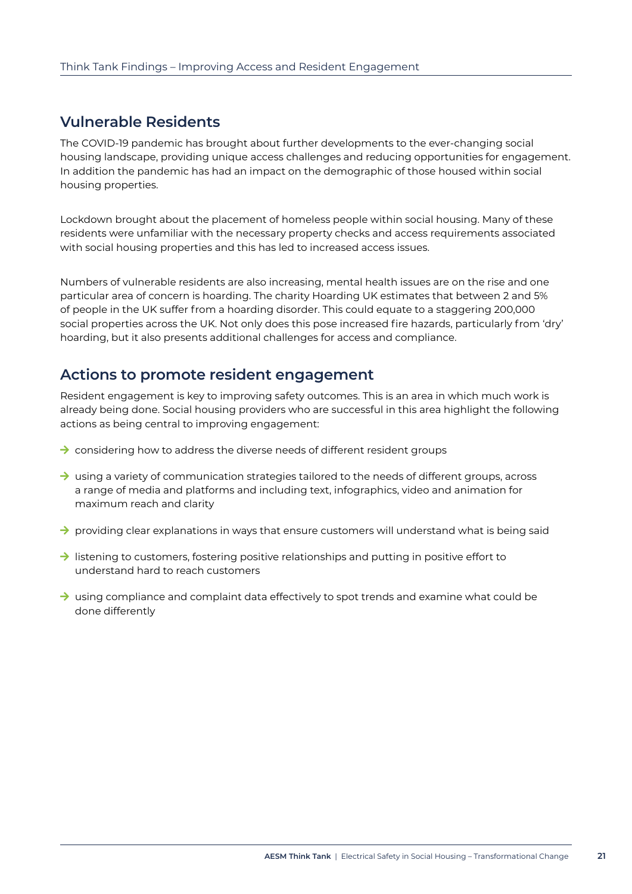## Vulnerable Residents

The COVID-19 pandemic has brought about further developments to the ever-changing social housing landscape, providing unique access challenges and reducing opportunities for engagement. In addition the pandemic has had an impact on the demographic of those housed within social housing properties.

Lockdown brought about the placement of homeless people within social housing. Many of these residents were unfamiliar with the necessary property checks and access requirements associated with social housing properties and this has led to increased access issues.

Numbers of vulnerable residents are also increasing, mental health issues are on the rise and one particular area of concern is hoarding. The charity Hoarding UK estimates that between 2 and 5% of people in the UK suffer from a hoarding disorder. This could equate to a staggering 200,000 social properties across the UK. Not only does this pose increased fire hazards, particularly from 'dry' hoarding, but it also presents additional challenges for access and compliance.

## Actions to promote resident engagement

Resident engagement is key to improving safety outcomes. This is an area in which much work is already being done. Social housing providers who are successful in this area highlight the following actions as being central to improving engagement:

- considering how to address the diverse needs of different resident groups
- using a variety of communication strategies tailored to the needs of different groups, across a range of media and platforms and including text, infographics, video and animation for maximum reach and clarity
- providing clear explanations in ways that ensure customers will understand what is being said
- listening to customers, fostering positive relationships and putting in positive effort to understand hard to reach customers
- using compliance and complaint data effectively to spot trends and examine what could be done differently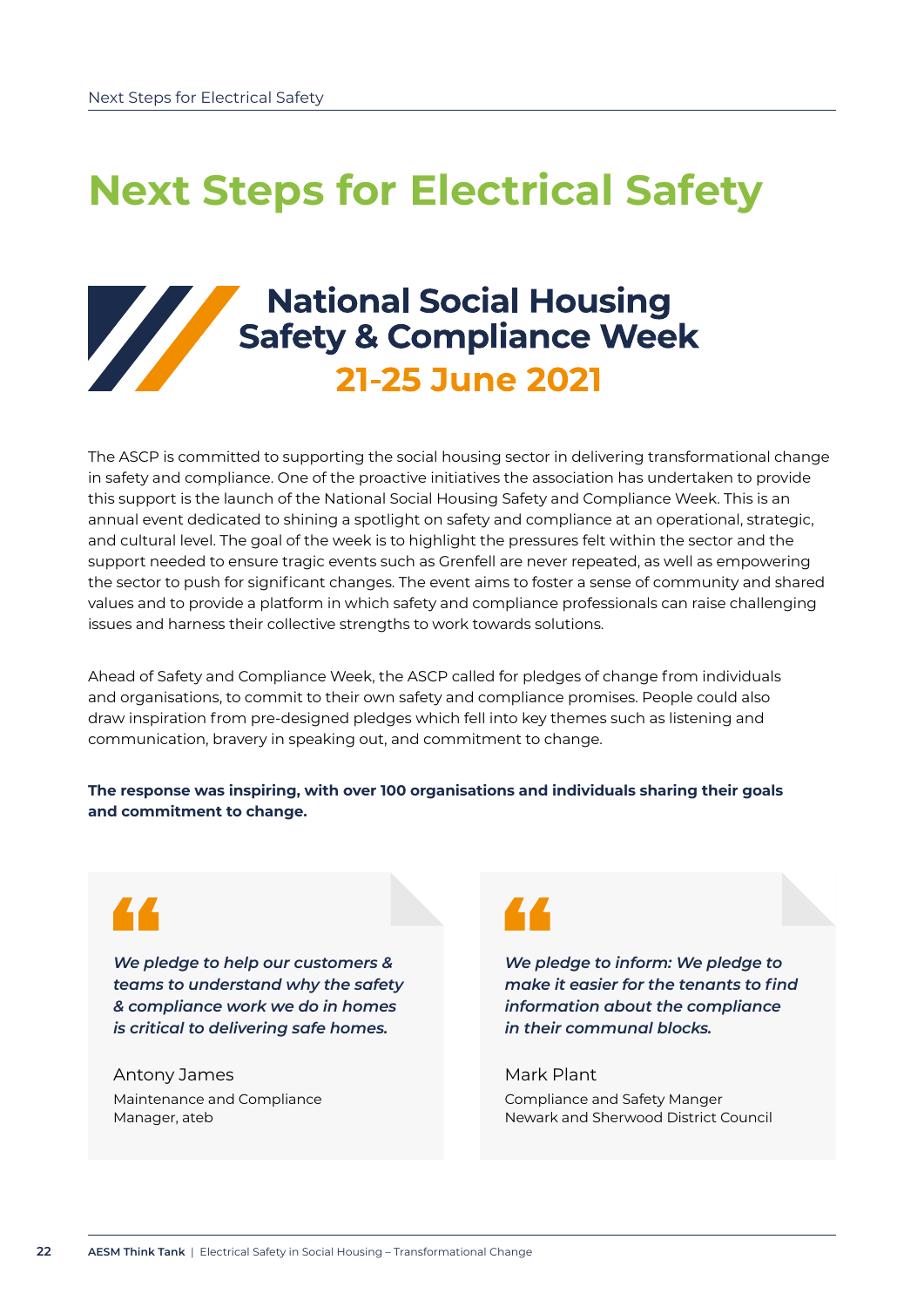# Next Steps for Electrical Safety

## National Social Housing Safety & Compliance Week

**21-25 June 2021**

The ASCP is committed to supporting the social housing sector in delivering transformational change in safety and compliance. One of the proactive initiatives the association has undertaken to provide this support is the launch of the National Social Housing Safety and Compliance Week. This is an annual event dedicated to shining a spotlight on safety and compliance at an operational, strategic, and cultural level. The goal of the week is to highlight the pressures felt within the sector and the support needed to ensure tragic events such as Grenfell are never repeated, as well as empowering the sector to push for significant changes. The event aims to foster a sense of community and shared values and to provide a platform in which safety and compliance professionals can raise challenging issues and harness their collective strengths to work towards solutions.

Ahead of Safety and Compliance Week, the ASCP called for pledges of change from individuals and organisations, to commit to their own safety and compliance promises. People could also draw inspiration from pre-designed pledges which fell into key themes such as listening and communication, bravery in speaking out, and commitment to change.

**The response was inspiring, with over 100 organisations and individuals sharing their goals and commitment to change.**

> ***We pledge to help our customers & teams to understand why the safety & compliance work we do in homes is critical to delivering safe homes.***
>
> Antony James
> Maintenance and Compliance Manager, ateb

> ***We pledge to inform: We pledge to make it easier for the tenants to find information about the compliance in their communal blocks.***
>
> Mark Plant
> Compliance and Safety Manger
> Newark and Sherwood District Council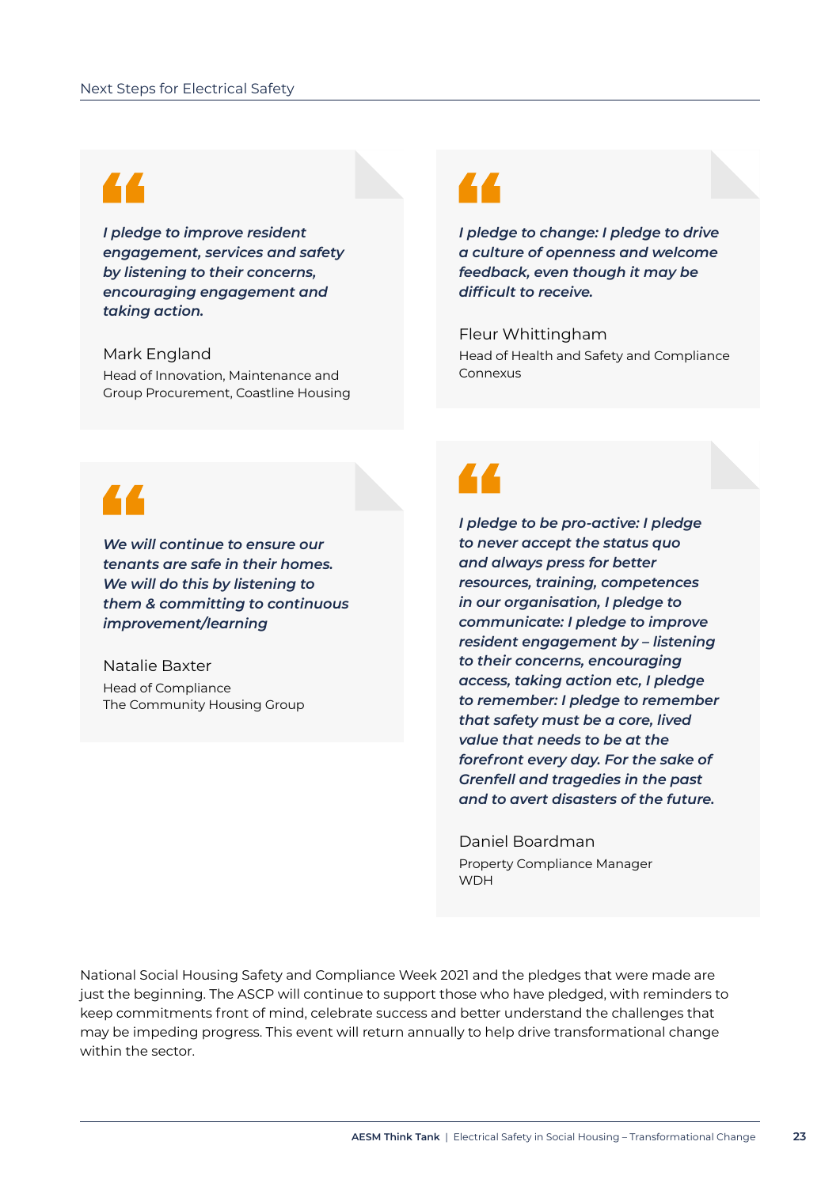*I pledge to improve resident engagement, services and safety by listening to their concerns, encouraging engagement and taking action.*

Mark England
Head of Innovation, Maintenance and Group Procurement, Coastline Housing

*I pledge to change: I pledge to drive a culture of openness and welcome feedback, even though it may be difficult to receive.*

Fleur Whittingham
Head of Health and Safety and Compliance
Connexus

*We will continue to ensure our tenants are safe in their homes. We will do this by listening to them & committing to continuous improvement/learning*

Natalie Baxter
Head of Compliance
The Community Housing Group

*I pledge to be pro-active: I pledge to never accept the status quo and always press for better resources, training, competences in our organisation, I pledge to communicate: I pledge to improve resident engagement by – listening to their concerns, encouraging access, taking action etc, I pledge to remember: I pledge to remember that safety must be a core, lived value that needs to be at the forefront every day. For the sake of Grenfell and tragedies in the past and to avert disasters of the future.*

Daniel Boardman
Property Compliance Manager
WDH

National Social Housing Safety and Compliance Week 2021 and the pledges that were made are just the beginning. The ASCP will continue to support those who have pledged, with reminders to keep commitments front of mind, celebrate success and better understand the challenges that may be impeding progress. This event will return annually to help drive transformational change within the sector.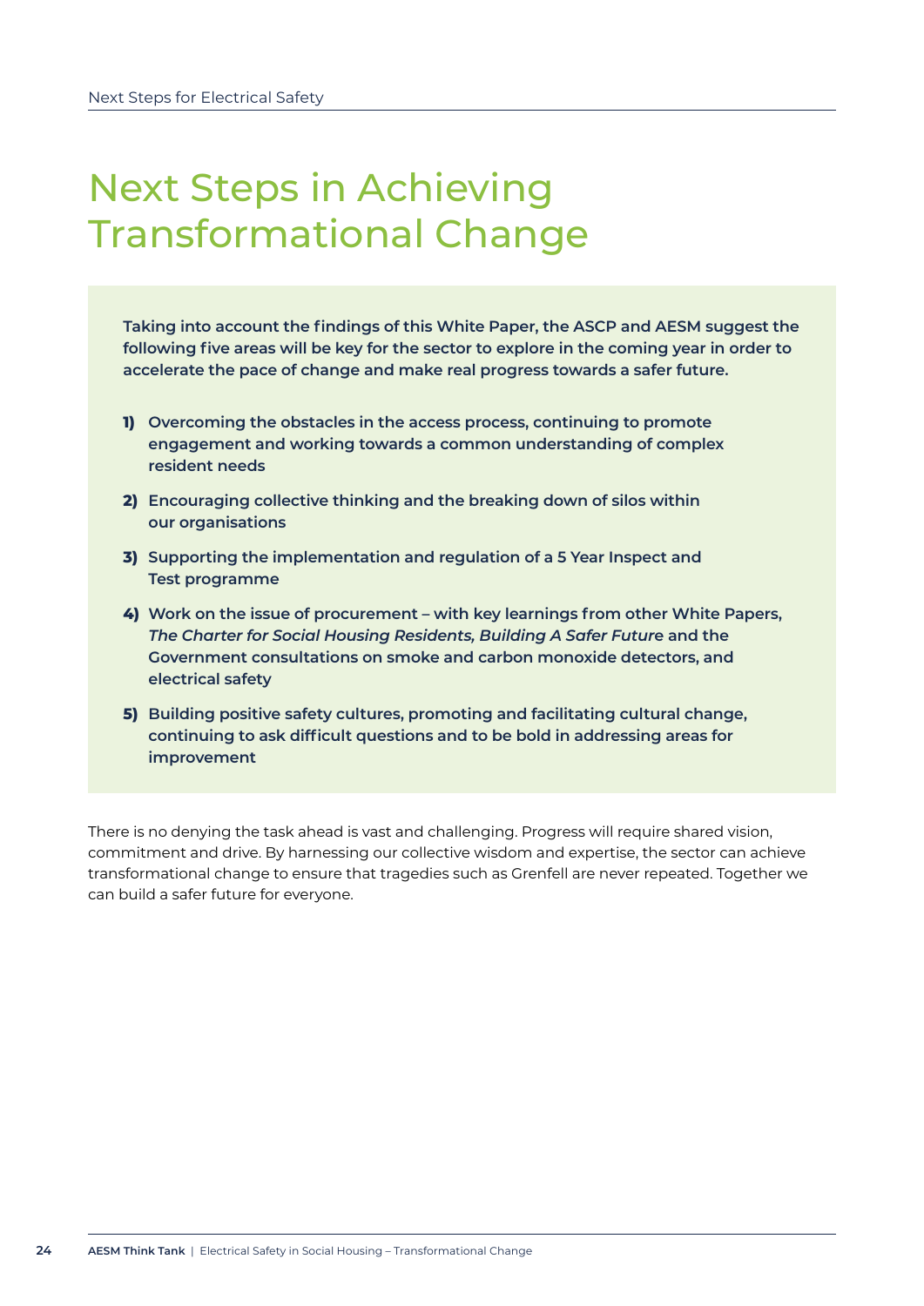# Next Steps in Achieving Transformational Change

**Taking into account the findings of this White Paper, the ASCP and AESM suggest the following five areas will be key for the sector to explore in the coming year in order to accelerate the pace of change and make real progress towards a safer future.**

1) **Overcoming the obstacles in the access process, continuing to promote engagement and working towards a common understanding of complex resident needs**
2) **Encouraging collective thinking and the breaking down of silos within our organisations**
3) **Supporting the implementation and regulation of a 5 Year Inspect and Test programme**
4) **Work on the issue of procurement – with key learnings from other White Papers, *The Charter for Social Housing Residents, Building A Safer Future* and the Government consultations on smoke and carbon monoxide detectors, and electrical safety**
5) **Building positive safety cultures, promoting and facilitating cultural change, continuing to ask difficult questions and to be bold in addressing areas for improvement**

There is no denying the task ahead is vast and challenging. Progress will require shared vision, commitment and drive. By harnessing our collective wisdom and expertise, the sector can achieve transformational change to ensure that tragedies such as Grenfell are never repeated. Together we can build a safer future for everyone.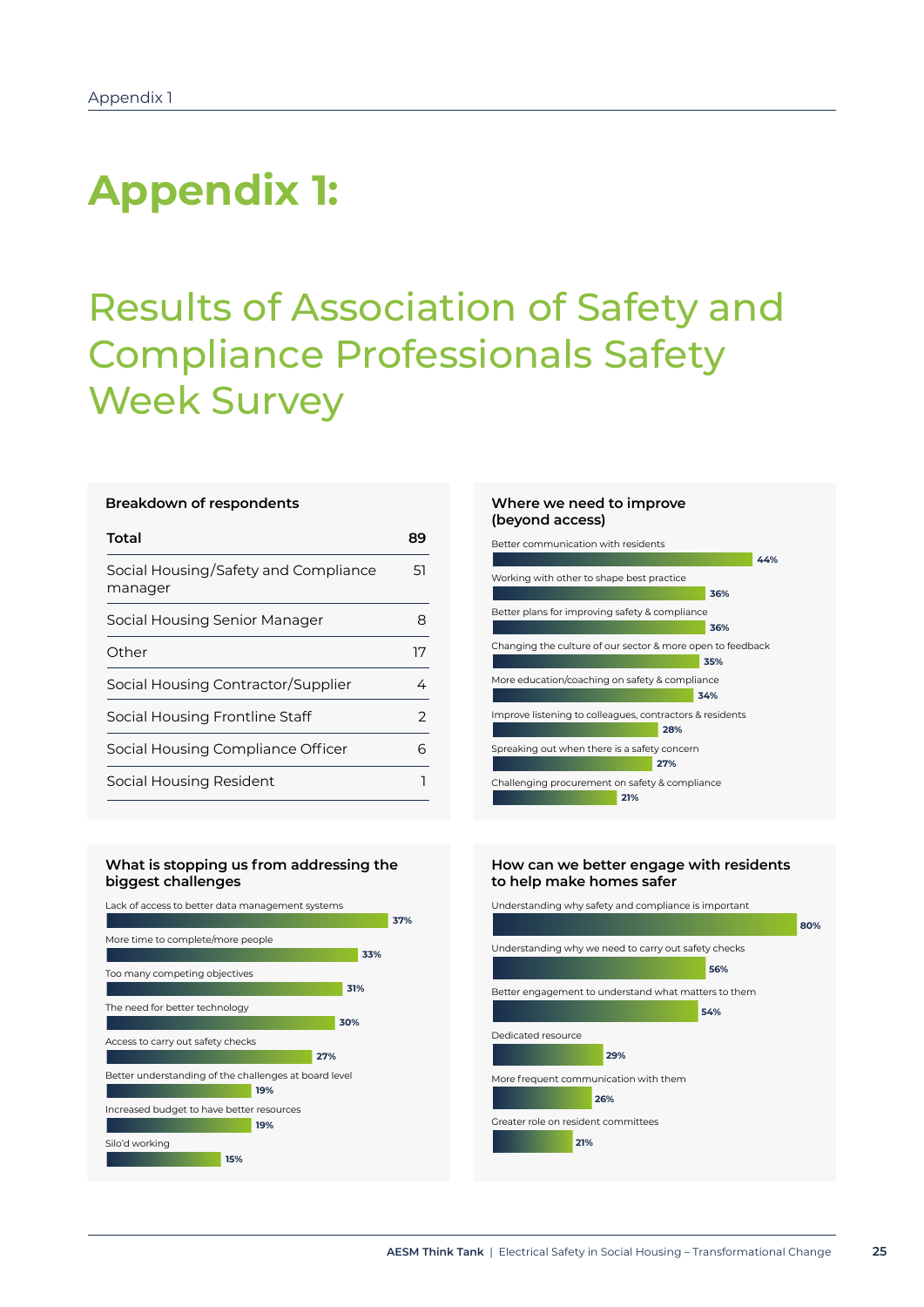# Appendix 1:

## Results of Association of Safety and Compliance Professionals Safety Week Survey

### Breakdown of respondents

| | |
|---|---|
| **Total** | **89** |
| Social Housing/Safety and Compliance manager | 51 |
| Social Housing Senior Manager | 8 |
| Other | 17 |
| Social Housing Contractor/Supplier | 4 |
| Social Housing Frontline Staff | 2 |
| Social Housing Compliance Officer | 6 |
| Social Housing Resident | 1 |

### Where we need to improve (beyond access)

Better communication with residents
44%

Working with other to shape best practice
36%

Better plans for improving safety & compliance
36%

Changing the culture of our sector & more open to feedback
35%

More education/coaching on safety & compliance
34%

Improve listening to colleagues, contractors & residents
28%

Spreaking out when there is a safety concern
27%

Challenging procurement on safety & compliance
21%

### What is stopping us from addressing the biggest challenges

Lack of access to better data management systems
37%

More time to complete/more people
33%

Too many competing objectives
31%

The need for better technology
30%

Access to carry out safety checks
27%

Better understanding of the challenges at board level
19%

Increased budget to have better resources
19%

Silo'd working
15%

### How can we better engage with residents to help make homes safer

Understanding why safety and compliance is important
80%

Understanding why we need to carry out safety checks
56%

Better engagement to understand what matters to them
54%

Dedicated resource
29%

More frequent communication with them
26%

Greater role on resident committees
21%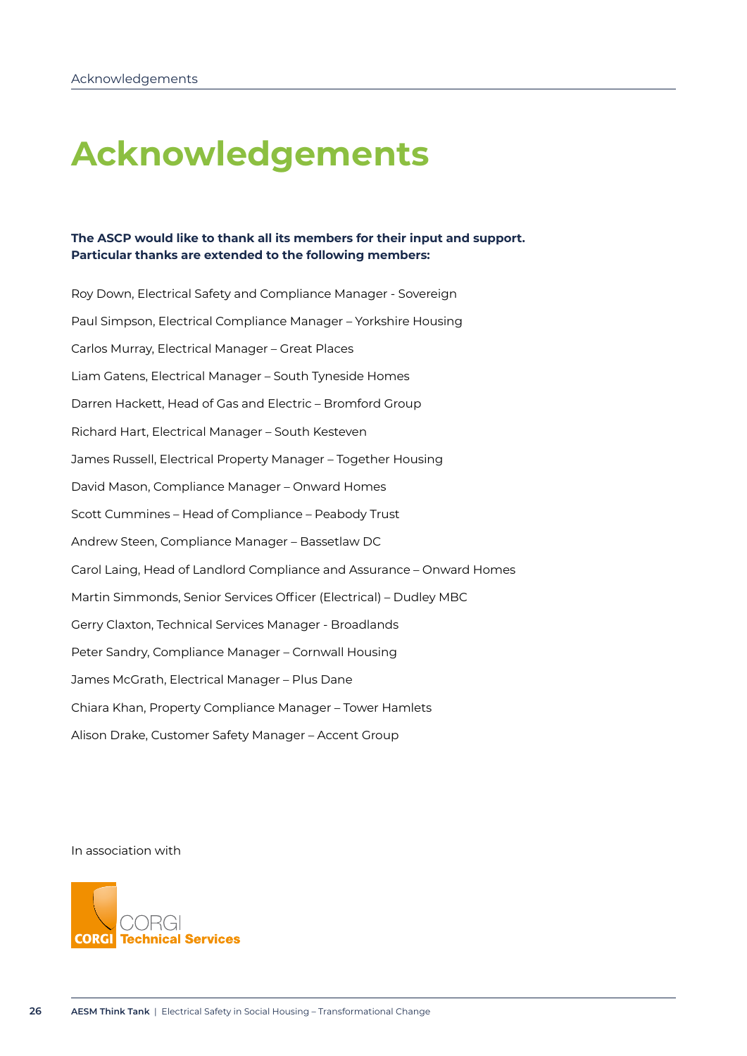# Acknowledgements

**The ASCP would like to thank all its members for their input and support. Particular thanks are extended to the following members:**

Roy Down, Electrical Safety and Compliance Manager - Sovereign

Paul Simpson, Electrical Compliance Manager – Yorkshire Housing

Carlos Murray, Electrical Manager – Great Places

Liam Gatens, Electrical Manager – South Tyneside Homes

Darren Hackett, Head of Gas and Electric – Bromford Group

Richard Hart, Electrical Manager – South Kesteven

James Russell, Electrical Property Manager – Together Housing

David Mason, Compliance Manager – Onward Homes

Scott Cummines – Head of Compliance – Peabody Trust

Andrew Steen, Compliance Manager – Bassetlaw DC

Carol Laing, Head of Landlord Compliance and Assurance – Onward Homes

Martin Simmonds, Senior Services Officer (Electrical) – Dudley MBC

Gerry Claxton, Technical Services Manager - Broadlands

Peter Sandry, Compliance Manager – Cornwall Housing

James McGrath, Electrical Manager – Plus Dane

Chiara Khan, Property Compliance Manager – Tower Hamlets

Alison Drake, Customer Safety Manager – Accent Group

In association with

CORGI
CORGI Technical Services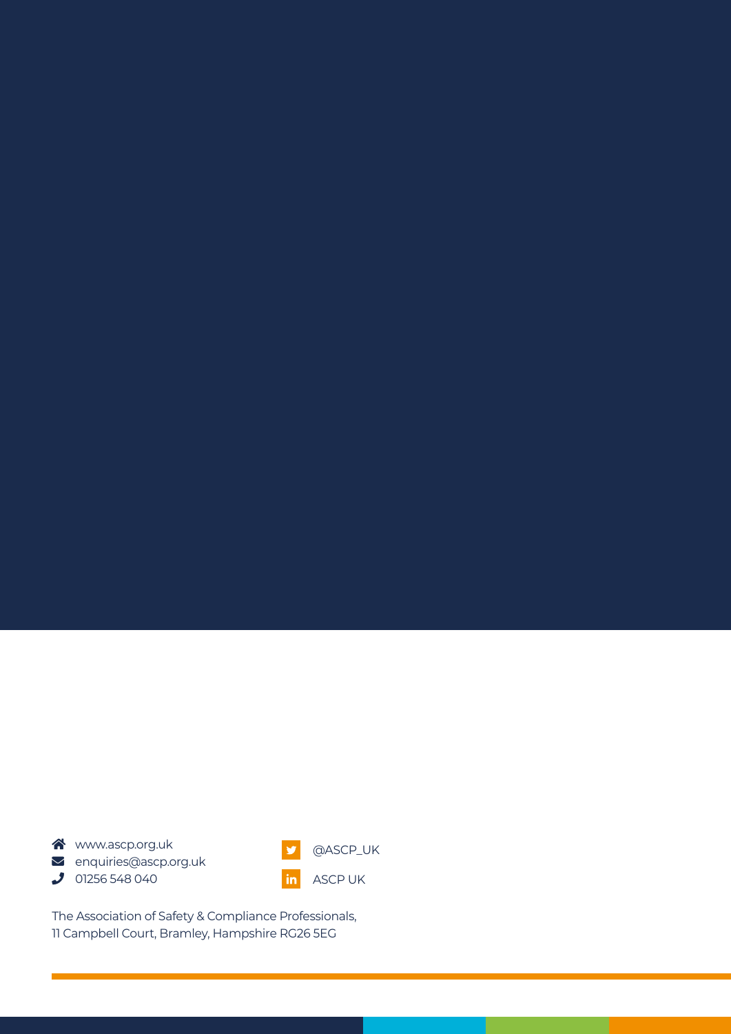www.ascp.org.uk
enquiries@ascp.org.uk
01256 548 040

@ASCP_UK

ASCP UK

The Association of Safety & Compliance Professionals,
11 Campbell Court, Bramley, Hampshire RG26 5EG